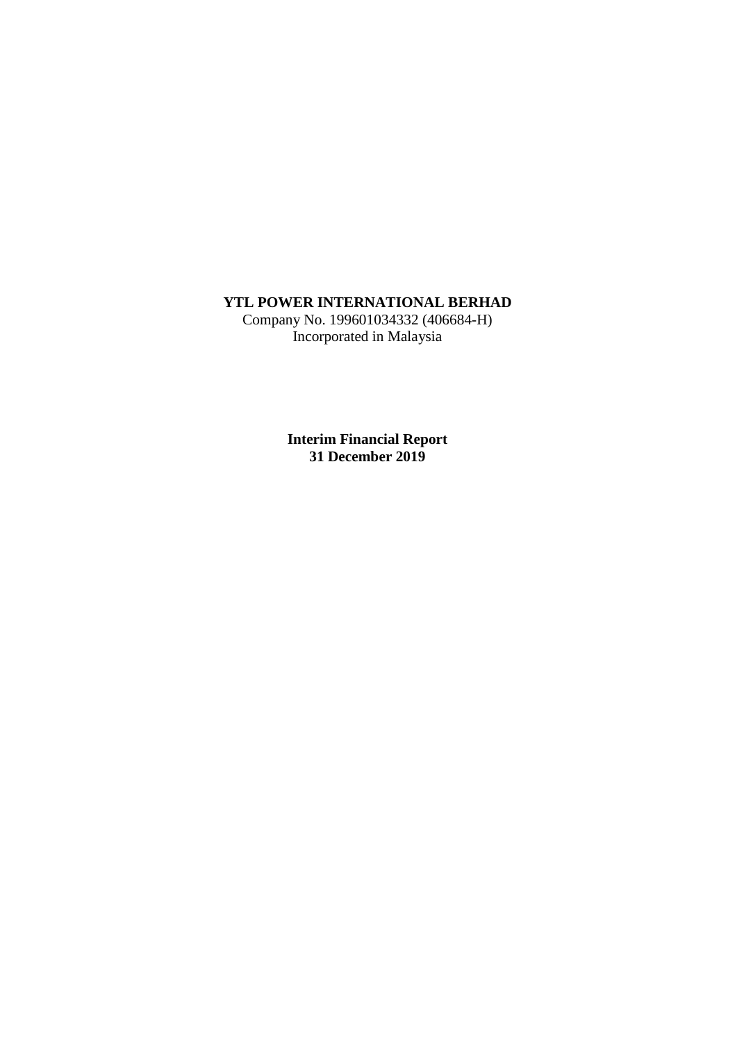**YTL POWER INTERNATIONAL BERHAD**
Company No. 199601034332 (406684-H)
Incorporated in Malaysia

**Interim Financial Report**
**31 December 2019**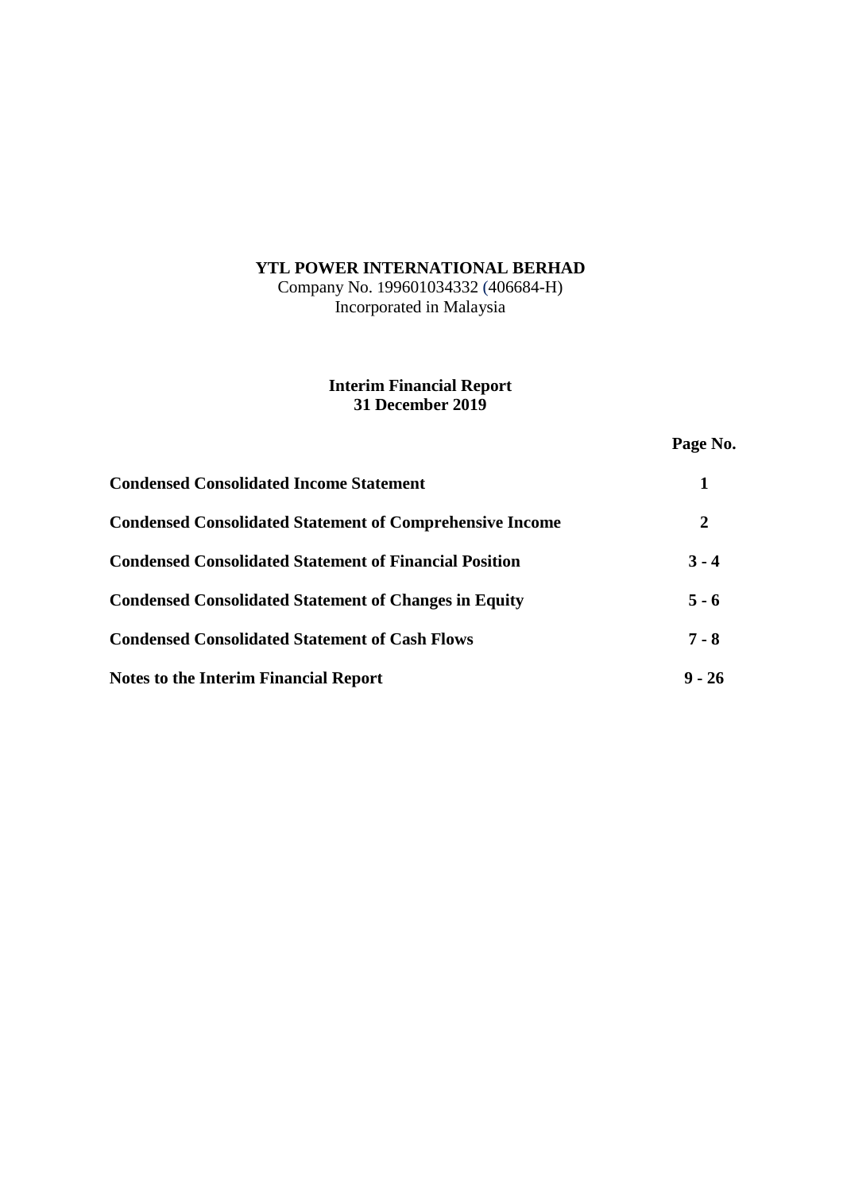**YTL POWER INTERNATIONAL BERHAD**
Company No. 199601034332 (406684-H)
Incorporated in Malaysia

**Interim Financial Report**
**31 December 2019**

| | **Page No.** |
|---|---|
| **Condensed Consolidated Income Statement** | **1** |
| **Condensed Consolidated Statement of Comprehensive Income** | **2** |
| **Condensed Consolidated Statement of Financial Position** | **3 - 4** |
| **Condensed Consolidated Statement of Changes in Equity** | **5 - 6** |
| **Condensed Consolidated Statement of Cash Flows** | **7 - 8** |
| **Notes to the Interim Financial Report** | **9 - 26** |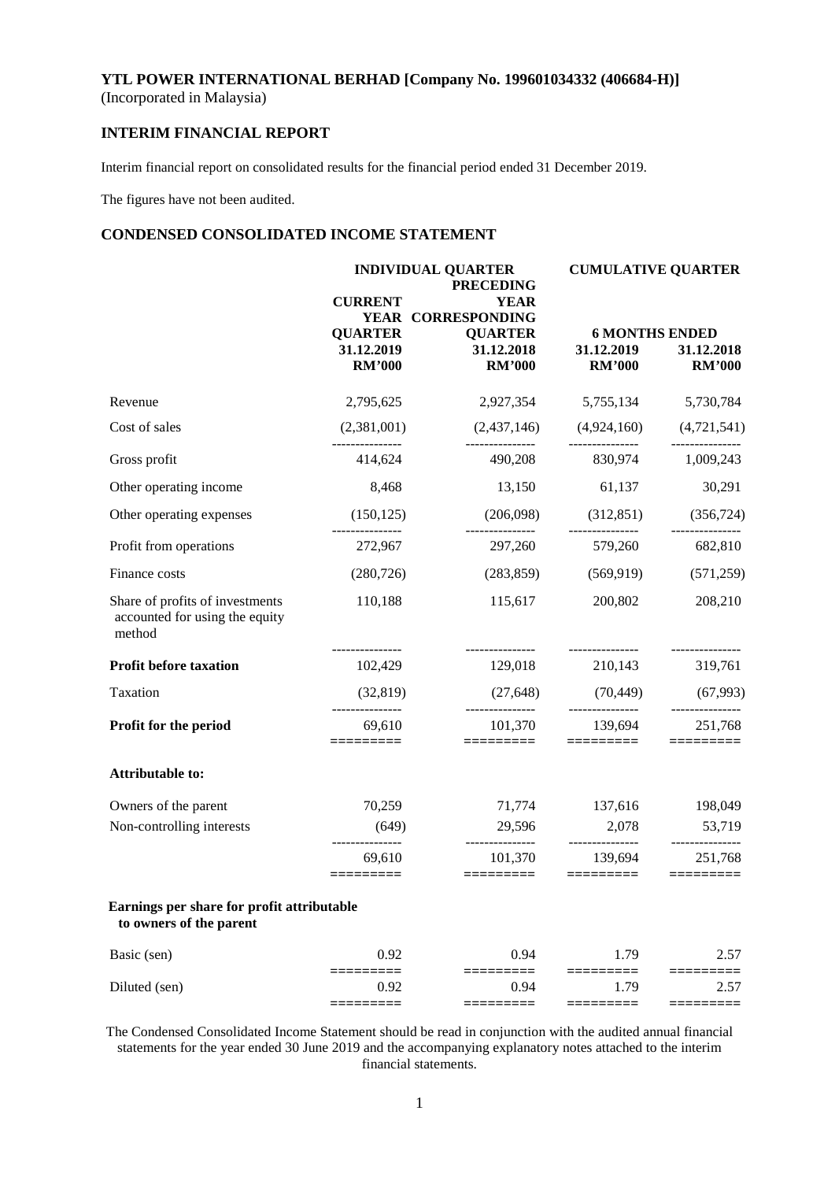**YTL POWER INTERNATIONAL BERHAD [Company No. 199601034332 (406684-H)]**
(Incorporated in Malaysia)

## INTERIM FINANCIAL REPORT

Interim financial report on consolidated results for the financial period ended 31 December 2019.

The figures have not been audited.

## CONDENSED CONSOLIDATED INCOME STATEMENT

| | INDIVIDUAL QUARTER | | CUMULATIVE QUARTER | |
|---|---|---|---|---|
| | CURRENT YEAR QUARTER | PRECEDING YEAR CORRESPONDING QUARTER | 6 MONTHS ENDED | |
| | 31.12.2019 | 31.12.2018 | 31.12.2019 | 31.12.2018 |
| | RM'000 | RM'000 | RM'000 | RM'000 |
| Revenue | 2,795,625 | 2,927,354 | 5,755,134 | 5,730,784 |
| Cost of sales | (2,381,001) | (2,437,146) | (4,924,160) | (4,721,541) |
| Gross profit | 414,624 | 490,208 | 830,974 | 1,009,243 |
| Other operating income | 8,468 | 13,150 | 61,137 | 30,291 |
| Other operating expenses | (150,125) | (206,098) | (312,851) | (356,724) |
| Profit from operations | 272,967 | 297,260 | 579,260 | 682,810 |
| Finance costs | (280,726) | (283,859) | (569,919) | (571,259) |
| Share of profits of investments accounted for using the equity method | 110,188 | 115,617 | 200,802 | 208,210 |
| **Profit before taxation** | 102,429 | 129,018 | 210,143 | 319,761 |
| Taxation | (32,819) | (27,648) | (70,449) | (67,993) |
| **Profit for the period** | 69,610 | 101,370 | 139,694 | 251,768 |
| **Attributable to:** | | | | |
| Owners of the parent | 70,259 | 71,774 | 137,616 | 198,049 |
| Non-controlling interests | (649) | 29,596 | 2,078 | 53,719 |
| | 69,610 | 101,370 | 139,694 | 251,768 |
| **Earnings per share for profit attributable to owners of the parent** | | | | |
| Basic (sen) | 0.92 | 0.94 | 1.79 | 2.57 |
| Diluted (sen) | 0.92 | 0.94 | 1.79 | 2.57 |

The Condensed Consolidated Income Statement should be read in conjunction with the audited annual financial statements for the year ended 30 June 2019 and the accompanying explanatory notes attached to the interim financial statements.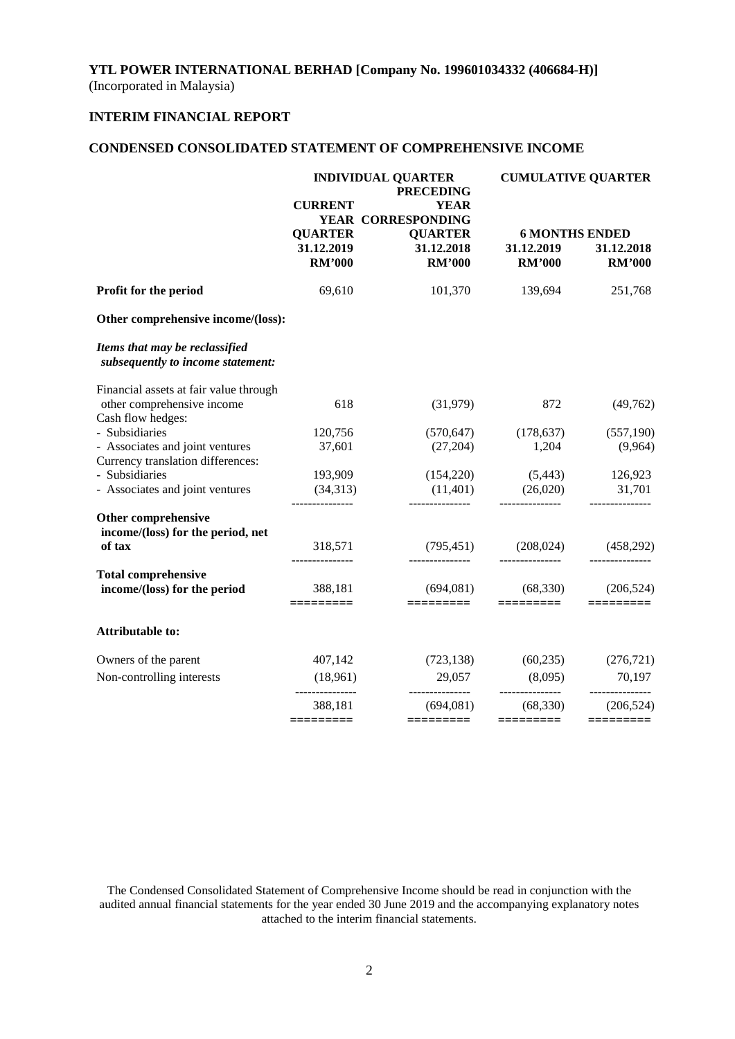**YTL POWER INTERNATIONAL BERHAD [Company No. 199601034332 (406684-H)]**
(Incorporated in Malaysia)

**INTERIM FINANCIAL REPORT**

**CONDENSED CONSOLIDATED STATEMENT OF COMPREHENSIVE INCOME**

| | INDIVIDUAL QUARTER | | CUMULATIVE QUARTER | |
|---|---|---|---|---|
| | CURRENT YEAR QUARTER | PRECEDING YEAR CORRESPONDING QUARTER | 6 MONTHS ENDED | |
| | 31.12.2019 | 31.12.2018 | 31.12.2019 | 31.12.2018 |
| | RM'000 | RM'000 | RM'000 | RM'000 |
| **Profit for the period** | 69,610 | 101,370 | 139,694 | 251,768 |
| **Other comprehensive income/(loss):** | | | | |
| ***Items that may be reclassified subsequently to income statement:*** | | | | |
| Financial assets at fair value through other comprehensive income | 618 | (31,979) | 872 | (49,762) |
| Cash flow hedges: | | | | |
| - Subsidiaries | 120,756 | (570,647) | (178,637) | (557,190) |
| - Associates and joint ventures | 37,601 | (27,204) | 1,204 | (9,964) |
| Currency translation differences: | | | | |
| - Subsidiaries | 193,909 | (154,220) | (5,443) | 126,923 |
| - Associates and joint ventures | (34,313) | (11,401) | (26,020) | 31,701 |
| **Other comprehensive income/(loss) for the period, net of tax** | 318,571 | (795,451) | (208,024) | (458,292) |
| **Total comprehensive income/(loss) for the period** | 388,181 | (694,081) | (68,330) | (206,524) |
| **Attributable to:** | | | | |
| Owners of the parent | 407,142 | (723,138) | (60,235) | (276,721) |
| Non-controlling interests | (18,961) | 29,057 | (8,095) | 70,197 |
| | 388,181 | (694,081) | (68,330) | (206,524) |

The Condensed Consolidated Statement of Comprehensive Income should be read in conjunction with the audited annual financial statements for the year ended 30 June 2019 and the accompanying explanatory notes attached to the interim financial statements.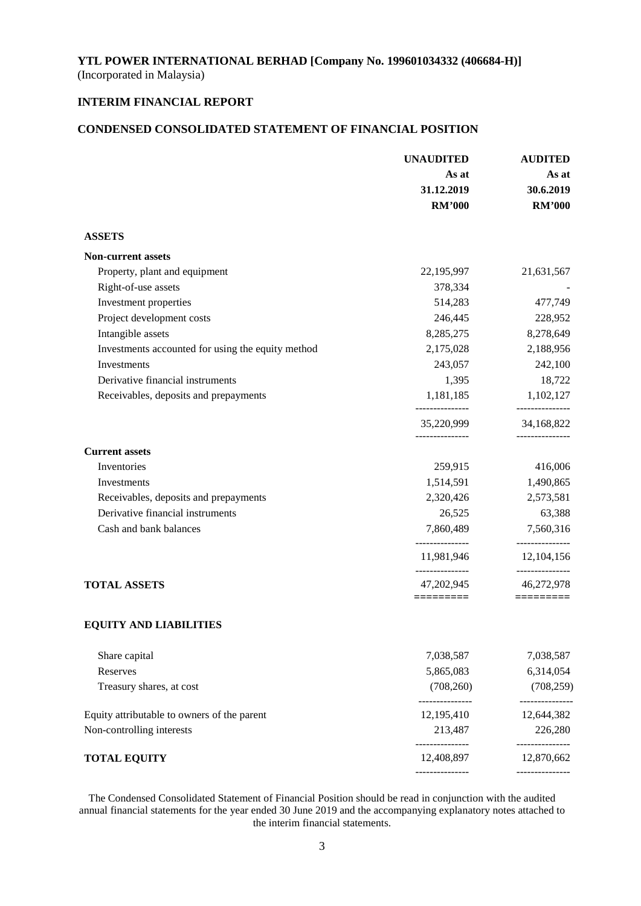**YTL POWER INTERNATIONAL BERHAD [Company No. 199601034332 (406684-H)]**
(Incorporated in Malaysia)

## INTERIM FINANCIAL REPORT

## CONDENSED CONSOLIDATED STATEMENT OF FINANCIAL POSITION

| | UNAUDITED As at 31.12.2019 RM'000 | AUDITED As at 30.6.2019 RM'000 |
|---|---|---|
| **ASSETS** | | |
| **Non-current assets** | | |
| Property, plant and equipment | 22,195,997 | 21,631,567 |
| Right-of-use assets | 378,334 | - |
| Investment properties | 514,283 | 477,749 |
| Project development costs | 246,445 | 228,952 |
| Intangible assets | 8,285,275 | 8,278,649 |
| Investments accounted for using the equity method | 2,175,028 | 2,188,956 |
| Investments | 243,057 | 242,100 |
| Derivative financial instruments | 1,395 | 18,722 |
| Receivables, deposits and prepayments | 1,181,185 | 1,102,127 |
| | 35,220,999 | 34,168,822 |
| **Current assets** | | |
| Inventories | 259,915 | 416,006 |
| Investments | 1,514,591 | 1,490,865 |
| Receivables, deposits and prepayments | 2,320,426 | 2,573,581 |
| Derivative financial instruments | 26,525 | 63,388 |
| Cash and bank balances | 7,860,489 | 7,560,316 |
| | 11,981,946 | 12,104,156 |
| **TOTAL ASSETS** | 47,202,945 | 46,272,978 |
| **EQUITY AND LIABILITIES** | | |
| Share capital | 7,038,587 | 7,038,587 |
| Reserves | 5,865,083 | 6,314,054 |
| Treasury shares, at cost | (708,260) | (708,259) |
| Equity attributable to owners of the parent | 12,195,410 | 12,644,382 |
| Non-controlling interests | 213,487 | 226,280 |
| **TOTAL EQUITY** | 12,408,897 | 12,870,662 |

The Condensed Consolidated Statement of Financial Position should be read in conjunction with the audited annual financial statements for the year ended 30 June 2019 and the accompanying explanatory notes attached to the interim financial statements.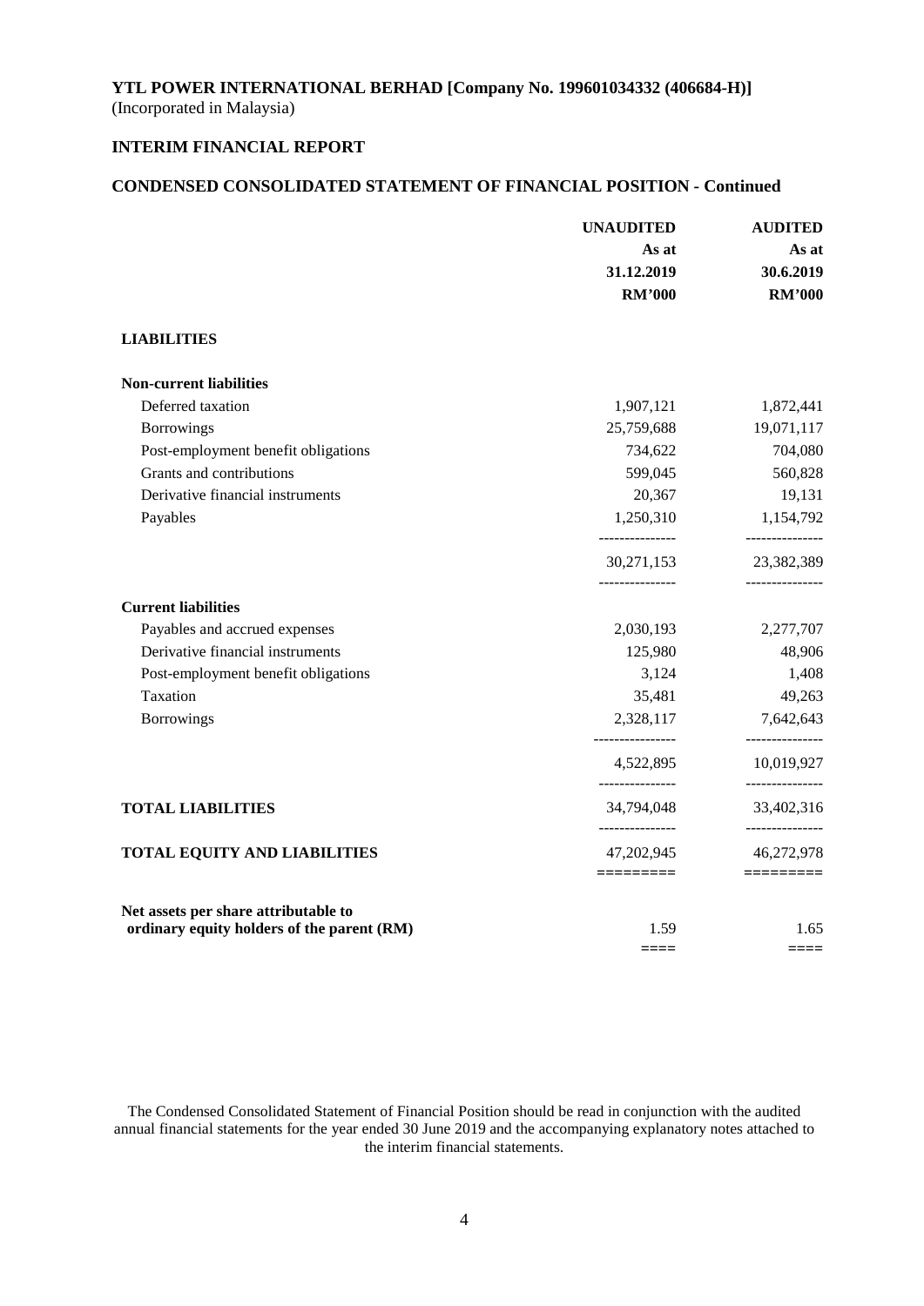**YTL POWER INTERNATIONAL BERHAD [Company No. 199601034332 (406684-H)]**
(Incorporated in Malaysia)

## INTERIM FINANCIAL REPORT

## CONDENSED CONSOLIDATED STATEMENT OF FINANCIAL POSITION - Continued

| | UNAUDITED As at 31.12.2019 RM'000 | AUDITED As at 30.6.2019 RM'000 |
|---|---|---|
| **LIABILITIES** | | |
| **Non-current liabilities** | | |
| Deferred taxation | 1,907,121 | 1,872,441 |
| Borrowings | 25,759,688 | 19,071,117 |
| Post-employment benefit obligations | 734,622 | 704,080 |
| Grants and contributions | 599,045 | 560,828 |
| Derivative financial instruments | 20,367 | 19,131 |
| Payables | 1,250,310 | 1,154,792 |
| | 30,271,153 | 23,382,389 |
| **Current liabilities** | | |
| Payables and accrued expenses | 2,030,193 | 2,277,707 |
| Derivative financial instruments | 125,980 | 48,906 |
| Post-employment benefit obligations | 3,124 | 1,408 |
| Taxation | 35,481 | 49,263 |
| Borrowings | 2,328,117 | 7,642,643 |
| | 4,522,895 | 10,019,927 |
| **TOTAL LIABILITIES** | 34,794,048 | 33,402,316 |
| **TOTAL EQUITY AND LIABILITIES** | 47,202,945 | 46,272,978 |
| **Net assets per share attributable to ordinary equity holders of the parent (RM)** | 1.59 | 1.65 |

The Condensed Consolidated Statement of Financial Position should be read in conjunction with the audited annual financial statements for the year ended 30 June 2019 and the accompanying explanatory notes attached to the interim financial statements.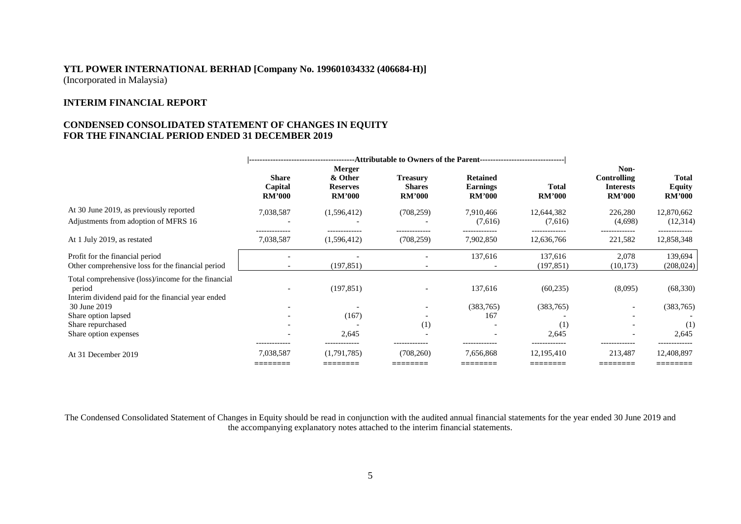**YTL POWER INTERNATIONAL BERHAD [Company No. 199601034332 (406684-H)]**
(Incorporated in Malaysia)

**INTERIM FINANCIAL REPORT**

**CONDENSED CONSOLIDATED STATEMENT OF CHANGES IN EQUITY**
**FOR THE FINANCIAL PERIOD ENDED 31 DECEMBER 2019**

| | Attributable to Owners of the Parent | | | | | | |
|---|---|---|---|---|---|---|---|
| | **Share Capital RM'000** | **Merger & Other Reserves RM'000** | **Treasury Shares RM'000** | **Retained Earnings RM'000** | **Total RM'000** | **Non-Controlling Interests RM'000** | **Total Equity RM'000** |
| At 30 June 2019, as previously reported | 7,038,587 | (1,596,412) | (708,259) | 7,910,466 | 12,644,382 | 226,280 | 12,870,662 |
| Adjustments from adoption of MFRS 16 | - | - | - | (7,616) | (7,616) | (4,698) | (12,314) |
| At 1 July 2019, as restated | 7,038,587 | (1,596,412) | (708,259) | 7,902,850 | 12,636,766 | 221,582 | 12,858,348 |
| Profit for the financial period | - | - | - | 137,616 | 137,616 | 2,078 | 139,694 |
| Other comprehensive loss for the financial period | - | (197,851) | - | - | (197,851) | (10,173) | (208,024) |
| Total comprehensive (loss)/income for the financial period | - | (197,851) | - | 137,616 | (60,235) | (8,095) | (68,330) |
| Interim dividend paid for the financial year ended 30 June 2019 | - | - | - | (383,765) | (383,765) | - | (383,765) |
| Share option lapsed | - | (167) | - | 167 | - | - | - |
| Share repurchased | - | - | (1) | - | (1) | - | (1) |
| Share option expenses | - | 2,645 | - | - | 2,645 | - | 2,645 |
| At 31 December 2019 | 7,038,587 | (1,791,785) | (708,260) | 7,656,868 | 12,195,410 | 213,487 | 12,408,897 |

The Condensed Consolidated Statement of Changes in Equity should be read in conjunction with the audited annual financial statements for the year ended 30 June 2019 and the accompanying explanatory notes attached to the interim financial statements.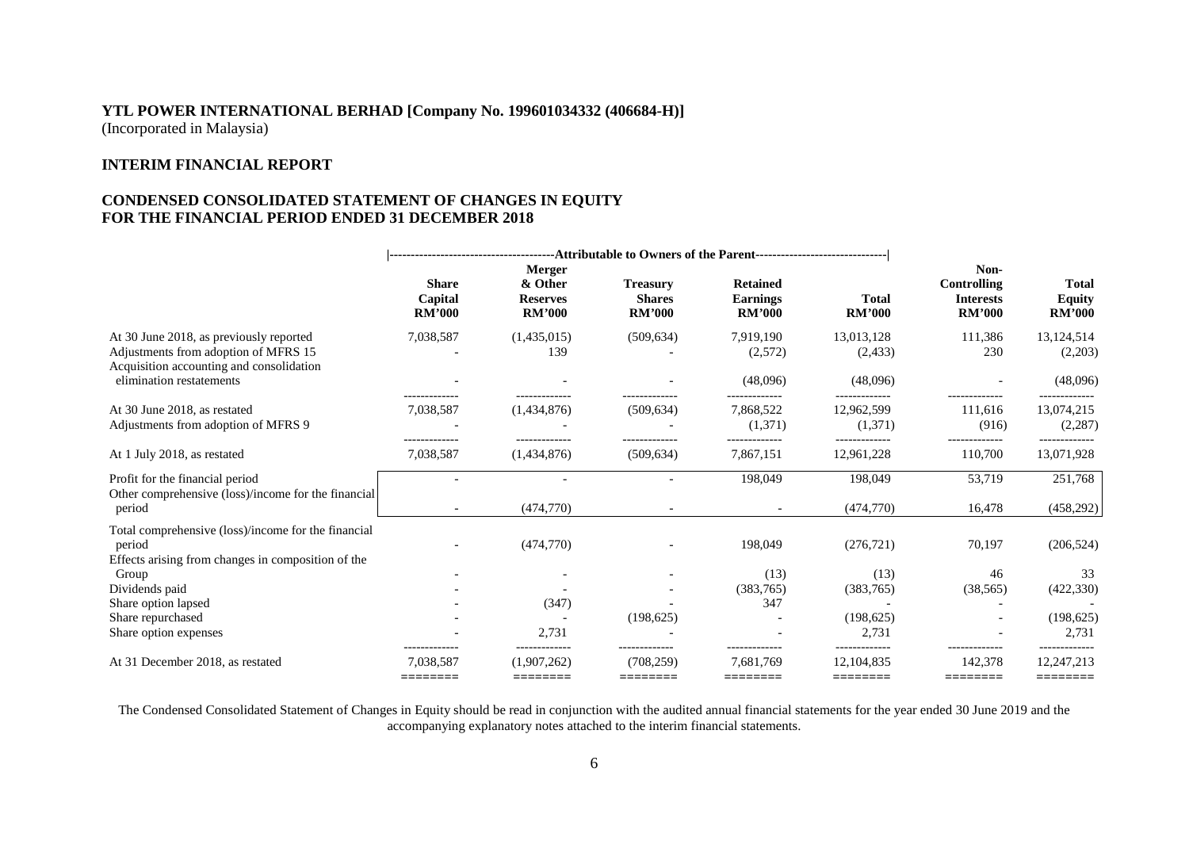**YTL POWER INTERNATIONAL BERHAD [Company No. 199601034332 (406684-H)]**
(Incorporated in Malaysia)

**INTERIM FINANCIAL REPORT**

**CONDENSED CONSOLIDATED STATEMENT OF CHANGES IN EQUITY FOR THE FINANCIAL PERIOD ENDED 31 DECEMBER 2018**

| | Attributable to Owners of the Parent | | | | | | |
|---|---|---|---|---|---|---|---|
| | **Share Capital RM'000** | **Merger & Other Reserves RM'000** | **Treasury Shares RM'000** | **Retained Earnings RM'000** | **Total RM'000** | **Non-Controlling Interests RM'000** | **Total Equity RM'000** |
| At 30 June 2018, as previously reported | 7,038,587 | (1,435,015) | (509,634) | 7,919,190 | 13,013,128 | 111,386 | 13,124,514 |
| Adjustments from adoption of MFRS 15 | - | 139 | - | (2,572) | (2,433) | 230 | (2,203) |
| Acquisition accounting and consolidation elimination restatements | - | - | - | (48,096) | (48,096) | - | (48,096) |
| At 30 June 2018, as restated | 7,038,587 | (1,434,876) | (509,634) | 7,868,522 | 12,962,599 | 111,616 | 13,074,215 |
| Adjustments from adoption of MFRS 9 | - | - | - | (1,371) | (1,371) | (916) | (2,287) |
| At 1 July 2018, as restated | 7,038,587 | (1,434,876) | (509,634) | 7,867,151 | 12,961,228 | 110,700 | 13,071,928 |
| Profit for the financial period | - | - | - | 198,049 | 198,049 | 53,719 | 251,768 |
| Other comprehensive (loss)/income for the financial period | - | (474,770) | - | - | (474,770) | 16,478 | (458,292) |
| Total comprehensive (loss)/income for the financial period | - | (474,770) | - | 198,049 | (276,721) | 70,197 | (206,524) |
| Effects arising from changes in composition of the Group | - | - | - | (13) | (13) | 46 | 33 |
| Dividends paid | - | - | - | (383,765) | (383,765) | (38,565) | (422,330) |
| Share option lapsed | - | (347) | - | 347 | - | - | - |
| Share repurchased | - | - | (198,625) | - | (198,625) | - | (198,625) |
| Share option expenses | - | 2,731 | - | - | 2,731 | - | 2,731 |
| At 31 December 2018, as restated | 7,038,587 | (1,907,262) | (708,259) | 7,681,769 | 12,104,835 | 142,378 | 12,247,213 |

The Condensed Consolidated Statement of Changes in Equity should be read in conjunction with the audited annual financial statements for the year ended 30 June 2019 and the accompanying explanatory notes attached to the interim financial statements.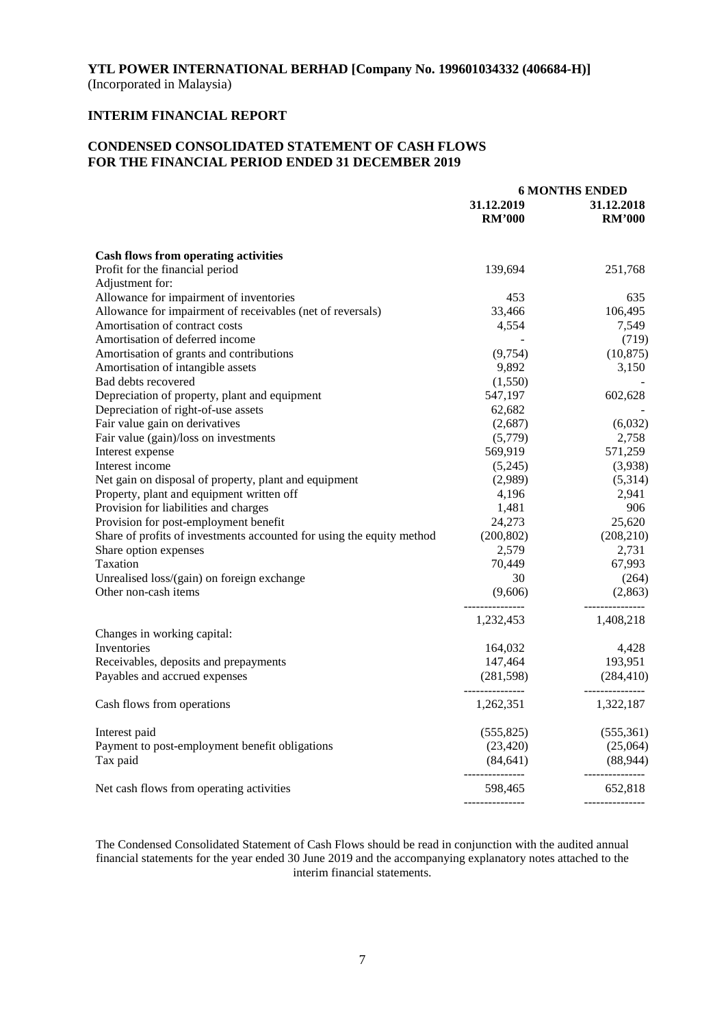**YTL POWER INTERNATIONAL BERHAD [Company No. 199601034332 (406684-H)]**
(Incorporated in Malaysia)

**INTERIM FINANCIAL REPORT**

**CONDENSED CONSOLIDATED STATEMENT OF CASH FLOWS FOR THE FINANCIAL PERIOD ENDED 31 DECEMBER 2019**

| | 6 MONTHS ENDED | |
|---|---|---|
| | 31.12.2019 RM'000 | 31.12.2018 RM'000 |
| **Cash flows from operating activities** | | |
| Profit for the financial period | 139,694 | 251,768 |
| Adjustment for: | | |
| Allowance for impairment of inventories | 453 | 635 |
| Allowance for impairment of receivables (net of reversals) | 33,466 | 106,495 |
| Amortisation of contract costs | 4,554 | 7,549 |
| Amortisation of deferred income | - | (719) |
| Amortisation of grants and contributions | (9,754) | (10,875) |
| Amortisation of intangible assets | 9,892 | 3,150 |
| Bad debts recovered | (1,550) | - |
| Depreciation of property, plant and equipment | 547,197 | 602,628 |
| Depreciation of right-of-use assets | 62,682 | - |
| Fair value gain on derivatives | (2,687) | (6,032) |
| Fair value (gain)/loss on investments | (5,779) | 2,758 |
| Interest expense | 569,919 | 571,259 |
| Interest income | (5,245) | (3,938) |
| Net gain on disposal of property, plant and equipment | (2,989) | (5,314) |
| Property, plant and equipment written off | 4,196 | 2,941 |
| Provision for liabilities and charges | 1,481 | 906 |
| Provision for post-employment benefit | 24,273 | 25,620 |
| Share of profits of investments accounted for using the equity method | (200,802) | (208,210) |
| Share option expenses | 2,579 | 2,731 |
| Taxation | 70,449 | 67,993 |
| Unrealised loss/(gain) on foreign exchange | 30 | (264) |
| Other non-cash items | (9,606) | (2,863) |
| | 1,232,453 | 1,408,218 |
| Changes in working capital: | | |
| Inventories | 164,032 | 4,428 |
| Receivables, deposits and prepayments | 147,464 | 193,951 |
| Payables and accrued expenses | (281,598) | (284,410) |
| Cash flows from operations | 1,262,351 | 1,322,187 |
| Interest paid | (555,825) | (555,361) |
| Payment to post-employment benefit obligations | (23,420) | (25,064) |
| Tax paid | (84,641) | (88,944) |
| Net cash flows from operating activities | 598,465 | 652,818 |

The Condensed Consolidated Statement of Cash Flows should be read in conjunction with the audited annual financial statements for the year ended 30 June 2019 and the accompanying explanatory notes attached to the interim financial statements.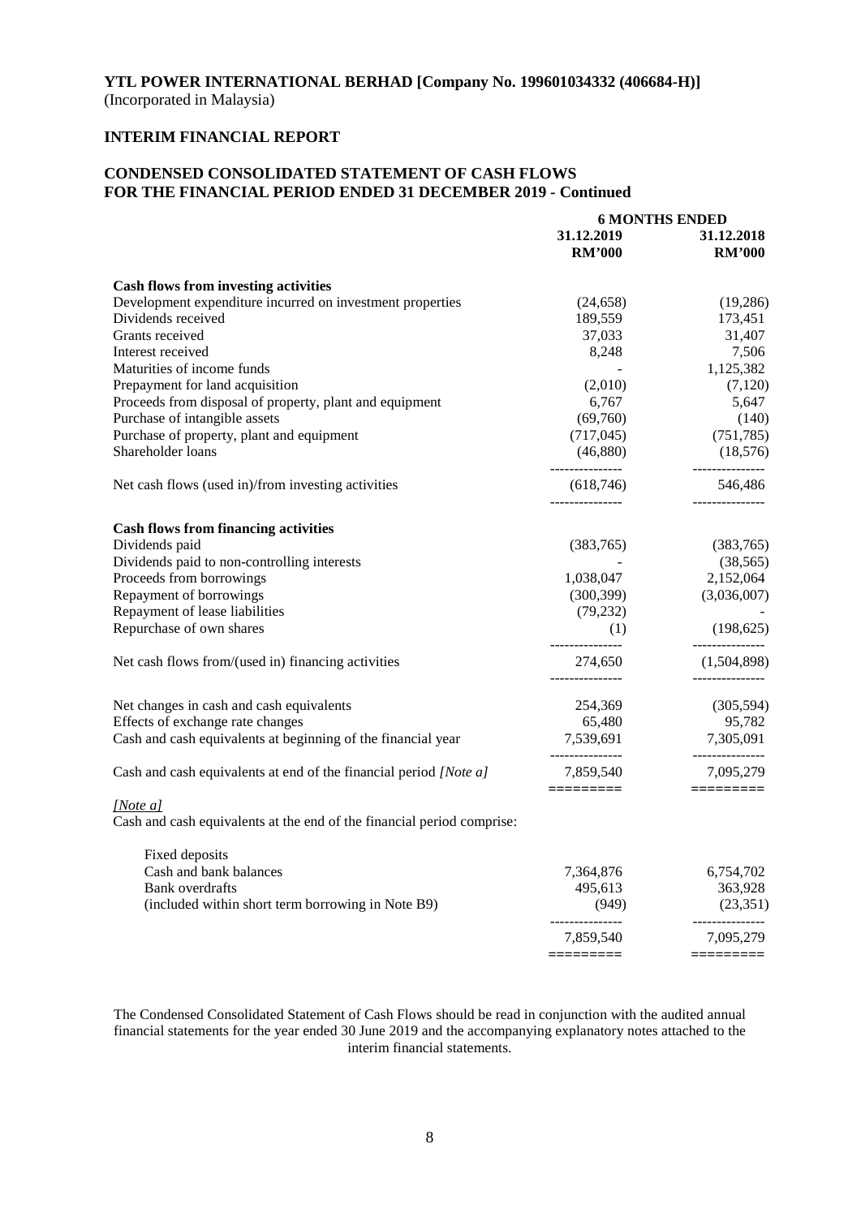**YTL POWER INTERNATIONAL BERHAD [Company No. 199601034332 (406684-H)]**
(Incorporated in Malaysia)

**INTERIM FINANCIAL REPORT**

**CONDENSED CONSOLIDATED STATEMENT OF CASH FLOWS**
**FOR THE FINANCIAL PERIOD ENDED 31 DECEMBER 2019 - Continued**

| | 6 MONTHS ENDED | |
|---|---|---|
| | 31.12.2019 | 31.12.2018 |
| | RM'000 | RM'000 |
| **Cash flows from investing activities** | | |
| Development expenditure incurred on investment properties | (24,658) | (19,286) |
| Dividends received | 189,559 | 173,451 |
| Grants received | 37,033 | 31,407 |
| Interest received | 8,248 | 7,506 |
| Maturities of income funds | - | 1,125,382 |
| Prepayment for land acquisition | (2,010) | (7,120) |
| Proceeds from disposal of property, plant and equipment | 6,767 | 5,647 |
| Purchase of intangible assets | (69,760) | (140) |
| Purchase of property, plant and equipment | (717,045) | (751,785) |
| Shareholder loans | (46,880) | (18,576) |
| Net cash flows (used in)/from investing activities | (618,746) | 546,486 |
| **Cash flows from financing activities** | | |
| Dividends paid | (383,765) | (383,765) |
| Dividends paid to non-controlling interests | - | (38,565) |
| Proceeds from borrowings | 1,038,047 | 2,152,064 |
| Repayment of borrowings | (300,399) | (3,036,007) |
| Repayment of lease liabilities | (79,232) | - |
| Repurchase of own shares | (1) | (198,625) |
| Net cash flows from/(used in) financing activities | 274,650 | (1,504,898) |
| Net changes in cash and cash equivalents | 254,369 | (305,594) |
| Effects of exchange rate changes | 65,480 | 95,782 |
| Cash and cash equivalents at beginning of the financial year | 7,539,691 | 7,305,091 |
| Cash and cash equivalents at end of the financial period *[Note a]* | 7,859,540 | 7,095,279 |

*[Note a]*
Cash and cash equivalents at the end of the financial period comprise:

| | 31.12.2019 | 31.12.2018 |
|---|---|---|
| Fixed deposits | | |
| Cash and bank balances | 7,364,876 | 6,754,702 |
| Bank overdrafts | 495,613 | 363,928 |
| (included within short term borrowing in Note B9) | (949) | (23,351) |
| | 7,859,540 | 7,095,279 |

The Condensed Consolidated Statement of Cash Flows should be read in conjunction with the audited annual financial statements for the year ended 30 June 2019 and the accompanying explanatory notes attached to the interim financial statements.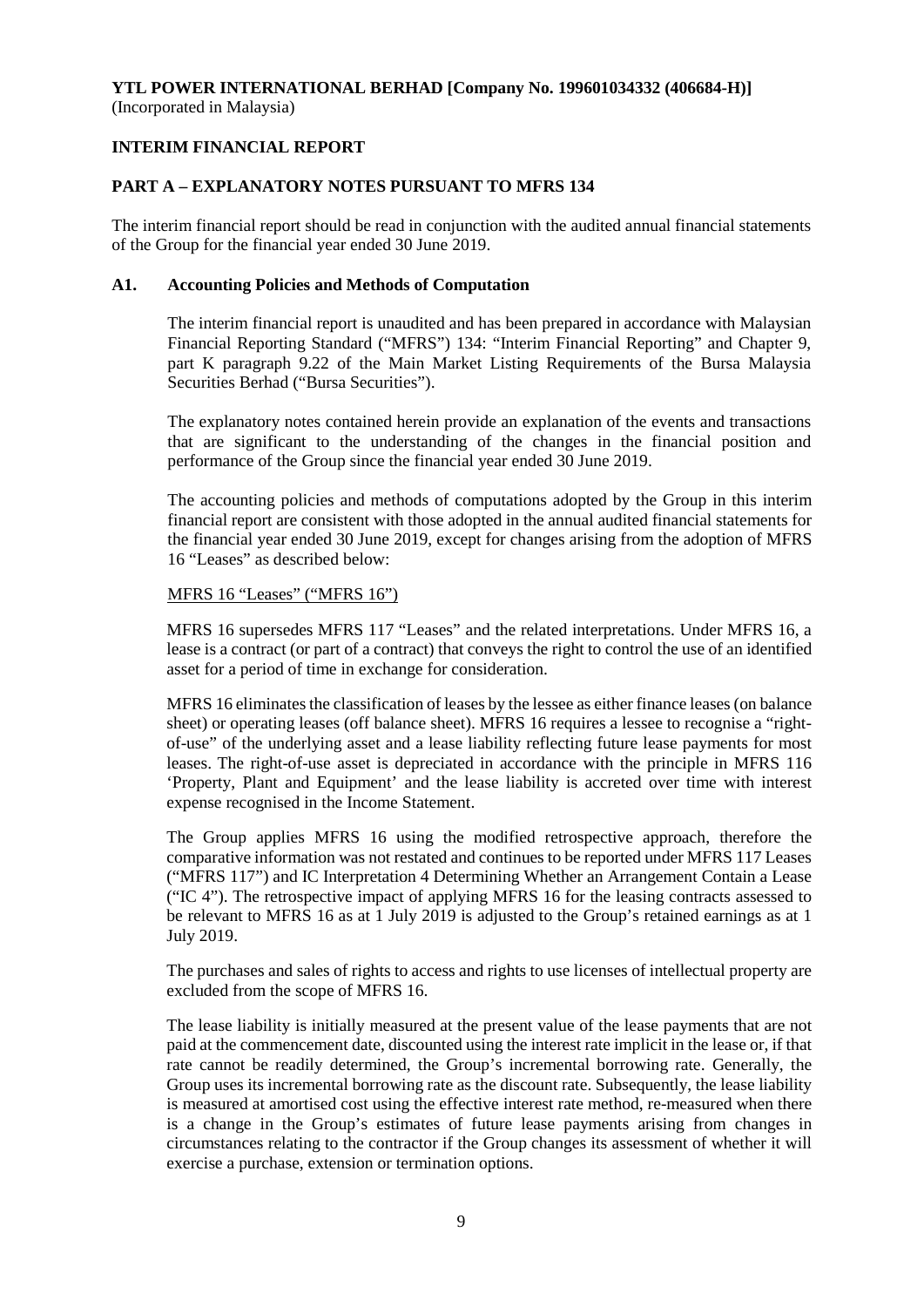**YTL POWER INTERNATIONAL BERHAD [Company No. 199601034332 (406684-H)]**
(Incorporated in Malaysia)

**INTERIM FINANCIAL REPORT**

**PART A – EXPLANATORY NOTES PURSUANT TO MFRS 134**

The interim financial report should be read in conjunction with the audited annual financial statements of the Group for the financial year ended 30 June 2019.

**A1. Accounting Policies and Methods of Computation**

The interim financial report is unaudited and has been prepared in accordance with Malaysian Financial Reporting Standard ("MFRS") 134: "Interim Financial Reporting" and Chapter 9, part K paragraph 9.22 of the Main Market Listing Requirements of the Bursa Malaysia Securities Berhad ("Bursa Securities").

The explanatory notes contained herein provide an explanation of the events and transactions that are significant to the understanding of the changes in the financial position and performance of the Group since the financial year ended 30 June 2019.

The accounting policies and methods of computations adopted by the Group in this interim financial report are consistent with those adopted in the annual audited financial statements for the financial year ended 30 June 2019, except for changes arising from the adoption of MFRS 16 "Leases" as described below:

<u>MFRS 16 "Leases" ("MFRS 16")</u>

MFRS 16 supersedes MFRS 117 "Leases" and the related interpretations. Under MFRS 16, a lease is a contract (or part of a contract) that conveys the right to control the use of an identified asset for a period of time in exchange for consideration.

MFRS 16 eliminates the classification of leases by the lessee as either finance leases (on balance sheet) or operating leases (off balance sheet). MFRS 16 requires a lessee to recognise a "right-of-use" of the underlying asset and a lease liability reflecting future lease payments for most leases. The right-of-use asset is depreciated in accordance with the principle in MFRS 116 'Property, Plant and Equipment' and the lease liability is accreted over time with interest expense recognised in the Income Statement.

The Group applies MFRS 16 using the modified retrospective approach, therefore the comparative information was not restated and continues to be reported under MFRS 117 Leases ("MFRS 117") and IC Interpretation 4 Determining Whether an Arrangement Contain a Lease ("IC 4"). The retrospective impact of applying MFRS 16 for the leasing contracts assessed to be relevant to MFRS 16 as at 1 July 2019 is adjusted to the Group's retained earnings as at 1 July 2019.

The purchases and sales of rights to access and rights to use licenses of intellectual property are excluded from the scope of MFRS 16.

The lease liability is initially measured at the present value of the lease payments that are not paid at the commencement date, discounted using the interest rate implicit in the lease or, if that rate cannot be readily determined, the Group's incremental borrowing rate. Generally, the Group uses its incremental borrowing rate as the discount rate. Subsequently, the lease liability is measured at amortised cost using the effective interest rate method, re-measured when there is a change in the Group's estimates of future lease payments arising from changes in circumstances relating to the contractor if the Group changes its assessment of whether it will exercise a purchase, extension or termination options.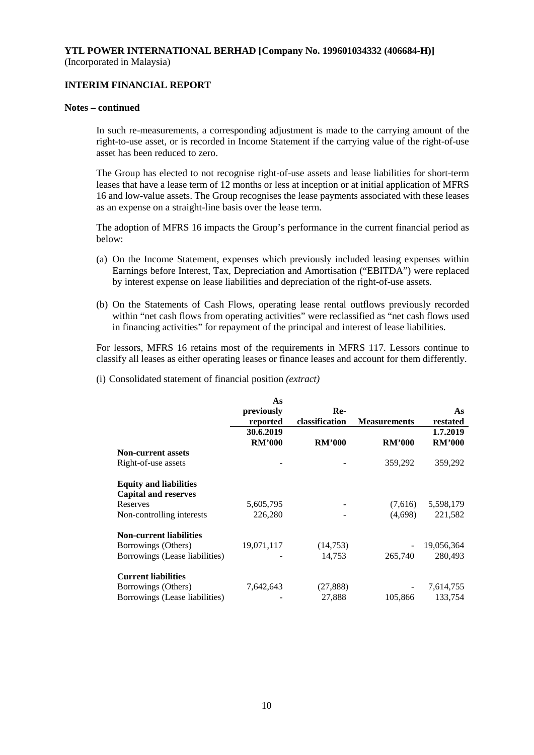**YTL POWER INTERNATIONAL BERHAD [Company No. 199601034332 (406684-H)]**
(Incorporated in Malaysia)

**INTERIM FINANCIAL REPORT**

**Notes – continued**

In such re-measurements, a corresponding adjustment is made to the carrying amount of the right-to-use asset, or is recorded in Income Statement if the carrying value of the right-of-use asset has been reduced to zero.

The Group has elected to not recognise right-of-use assets and lease liabilities for short-term leases that have a lease term of 12 months or less at inception or at initial application of MFRS 16 and low-value assets. The Group recognises the lease payments associated with these leases as an expense on a straight-line basis over the lease term.

The adoption of MFRS 16 impacts the Group's performance in the current financial period as below:

(a) On the Income Statement, expenses which previously included leasing expenses within Earnings before Interest, Tax, Depreciation and Amortisation ("EBITDA") were replaced by interest expense on lease liabilities and depreciation of the right-of-use assets.

(b) On the Statements of Cash Flows, operating lease rental outflows previously recorded within "net cash flows from operating activities" were reclassified as "net cash flows used in financing activities" for repayment of the principal and interest of lease liabilities.

For lessors, MFRS 16 retains most of the requirements in MFRS 117. Lessors continue to classify all leases as either operating leases or finance leases and account for them differently.

(i) Consolidated statement of financial position *(extract)*

| | As previously reported 30.6.2019 RM'000 | Re-classification RM'000 | Measurements RM'000 | As restated 1.7.2019 RM'000 |
|---|---|---|---|---|
| **Non-current assets** | | | | |
| Right-of-use assets | - | - | 359,292 | 359,292 |
| **Equity and liabilities** | | | | |
| **Capital and reserves** | | | | |
| Reserves | 5,605,795 | - | (7,616) | 5,598,179 |
| Non-controlling interests | 226,280 | - | (4,698) | 221,582 |
| **Non-current liabilities** | | | | |
| Borrowings (Others) | 19,071,117 | (14,753) | - | 19,056,364 |
| Borrowings (Lease liabilities) | - | 14,753 | 265,740 | 280,493 |
| **Current liabilities** | | | | |
| Borrowings (Others) | 7,642,643 | (27,888) | - | 7,614,755 |
| Borrowings (Lease liabilities) | - | 27,888 | 105,866 | 133,754 |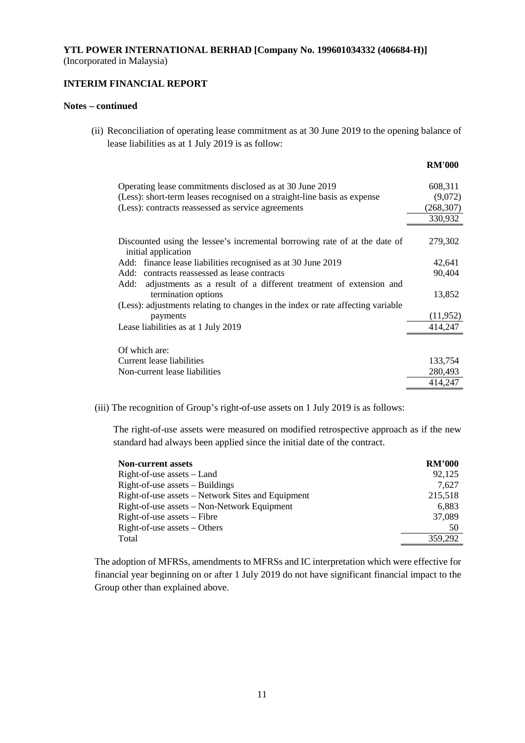**YTL POWER INTERNATIONAL BERHAD [Company No. 199601034332 (406684-H)]**
(Incorporated in Malaysia)

**INTERIM FINANCIAL REPORT**

**Notes – continued**

(ii) Reconciliation of operating lease commitment as at 30 June 2019 to the opening balance of lease liabilities as at 1 July 2019 is as follow:

| | **RM'000** |
|---|---|
| Operating lease commitments disclosed as at 30 June 2019 | 608,311 |
| (Less): short-term leases recognised on a straight-line basis as expense | (9,072) |
| (Less): contracts reassessed as service agreements | (268,307) |
| | 330,932 |
| Discounted using the lessee's incremental borrowing rate of at the date of initial application | 279,302 |
| Add: finance lease liabilities recognised as at 30 June 2019 | 42,641 |
| Add: contracts reassessed as lease contracts | 90,404 |
| Add: adjustments as a result of a different treatment of extension and termination options | 13,852 |
| (Less): adjustments relating to changes in the index or rate affecting variable payments | (11,952) |
| Lease liabilities as at 1 July 2019 | 414,247 |
| Of which are: | |
| Current lease liabilities | 133,754 |
| Non-current lease liabilities | 280,493 |
| | 414,247 |

(iii) The recognition of Group's right-of-use assets on 1 July 2019 is as follows:

The right-of-use assets were measured on modified retrospective approach as if the new standard had always been applied since the initial date of the contract.

| **Non-current assets** | **RM'000** |
|---|---|
| Right-of-use assets – Land | 92,125 |
| Right-of-use assets – Buildings | 7,627 |
| Right-of-use assets – Network Sites and Equipment | 215,518 |
| Right-of-use assets – Non-Network Equipment | 6,883 |
| Right-of-use assets – Fibre | 37,089 |
| Right-of-use assets – Others | 50 |
| Total | 359,292 |

The adoption of MFRSs, amendments to MFRSs and IC interpretation which were effective for financial year beginning on or after 1 July 2019 do not have significant financial impact to the Group other than explained above.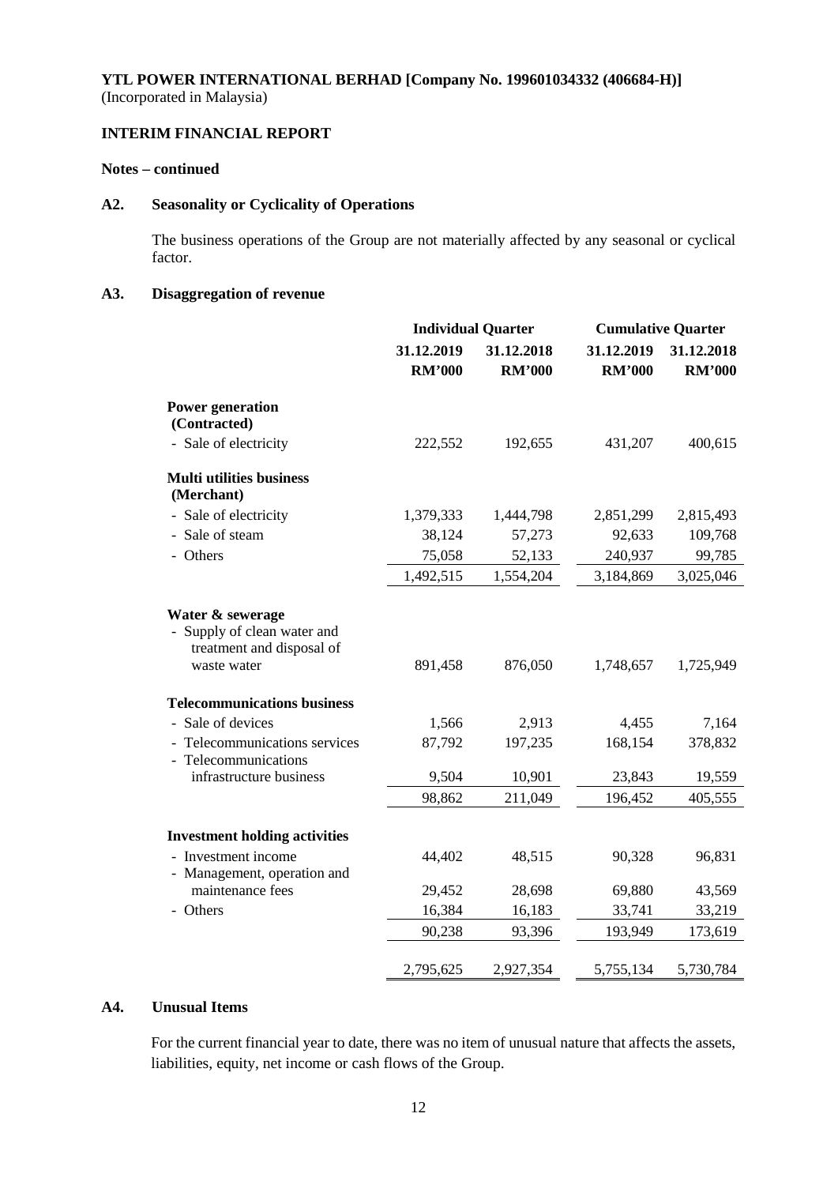**YTL POWER INTERNATIONAL BERHAD [Company No. 199601034332 (406684-H)]**
(Incorporated in Malaysia)

**INTERIM FINANCIAL REPORT**

**Notes – continued**

### A2. Seasonality or Cyclicality of Operations

The business operations of the Group are not materially affected by any seasonal or cyclical factor.

### A3. Disaggregation of revenue

| | Individual Quarter | | Cumulative Quarter | |
|---|---|---|---|---|
| | 31.12.2019 RM'000 | 31.12.2018 RM'000 | 31.12.2019 RM'000 | 31.12.2018 RM'000 |
| **Power generation (Contracted)** | | | | |
| - Sale of electricity | 222,552 | 192,655 | 431,207 | 400,615 |
| **Multi utilities business (Merchant)** | | | | |
| - Sale of electricity | 1,379,333 | 1,444,798 | 2,851,299 | 2,815,493 |
| - Sale of steam | 38,124 | 57,273 | 92,633 | 109,768 |
| - Others | 75,058 | 52,133 | 240,937 | 99,785 |
| | 1,492,515 | 1,554,204 | 3,184,869 | 3,025,046 |
| **Water & sewerage** | | | | |
| - Supply of clean water and treatment and disposal of waste water | 891,458 | 876,050 | 1,748,657 | 1,725,949 |
| **Telecommunications business** | | | | |
| - Sale of devices | 1,566 | 2,913 | 4,455 | 7,164 |
| - Telecommunications services | 87,792 | 197,235 | 168,154 | 378,832 |
| - Telecommunications infrastructure business | 9,504 | 10,901 | 23,843 | 19,559 |
| | 98,862 | 211,049 | 196,452 | 405,555 |
| **Investment holding activities** | | | | |
| - Investment income | 44,402 | 48,515 | 90,328 | 96,831 |
| - Management, operation and maintenance fees | 29,452 | 28,698 | 69,880 | 43,569 |
| - Others | 16,384 | 16,183 | 33,741 | 33,219 |
| | 90,238 | 93,396 | 193,949 | 173,619 |
| | 2,795,625 | 2,927,354 | 5,755,134 | 5,730,784 |

### A4. Unusual Items

For the current financial year to date, there was no item of unusual nature that affects the assets, liabilities, equity, net income or cash flows of the Group.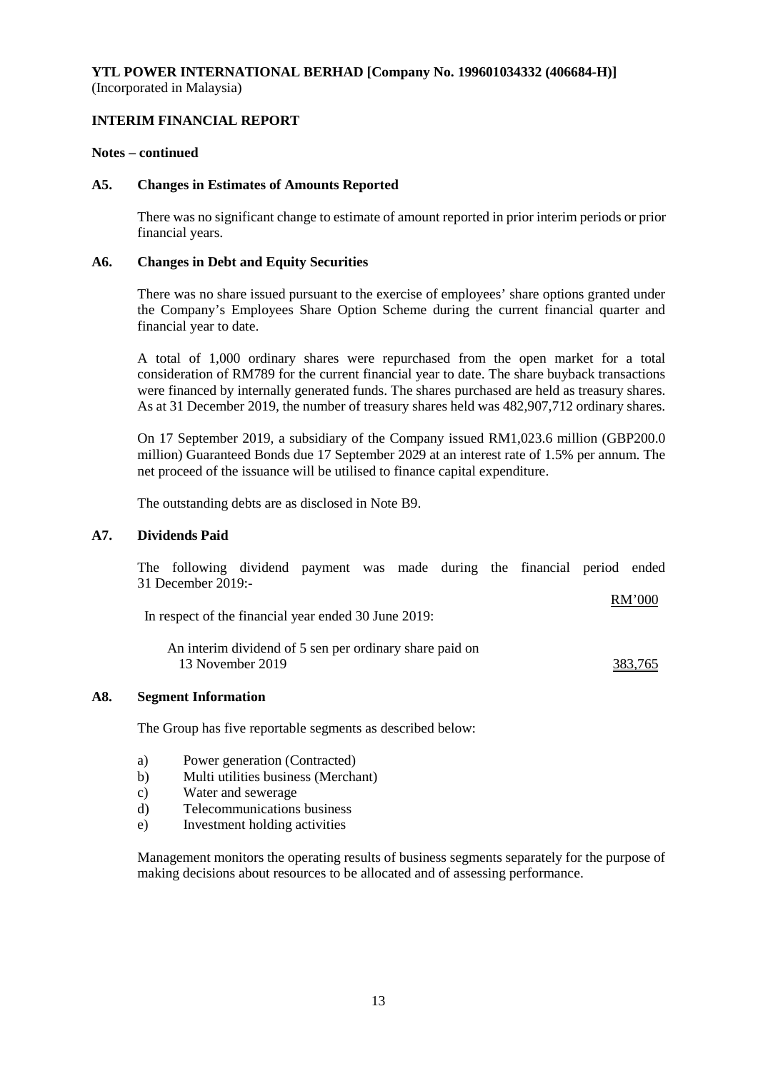**YTL POWER INTERNATIONAL BERHAD [Company No. 199601034332 (406684-H)]**
(Incorporated in Malaysia)

**INTERIM FINANCIAL REPORT**

**Notes – continued**

### A5. Changes in Estimates of Amounts Reported

There was no significant change to estimate of amount reported in prior interim periods or prior financial years.

### A6. Changes in Debt and Equity Securities

There was no share issued pursuant to the exercise of employees' share options granted under the Company's Employees Share Option Scheme during the current financial quarter and financial year to date.

A total of 1,000 ordinary shares were repurchased from the open market for a total consideration of RM789 for the current financial year to date. The share buyback transactions were financed by internally generated funds. The shares purchased are held as treasury shares. As at 31 December 2019, the number of treasury shares held was 482,907,712 ordinary shares.

On 17 September 2019, a subsidiary of the Company issued RM1,023.6 million (GBP200.0 million) Guaranteed Bonds due 17 September 2029 at an interest rate of 1.5% per annum. The net proceed of the issuance will be utilised to finance capital expenditure.

The outstanding debts are as disclosed in Note B9.

### A7. Dividends Paid

The following dividend payment was made during the financial period ended 31 December 2019:-

| | RM'000 |
|---|---|
| In respect of the financial year ended 30 June 2019: | |
| An interim dividend of 5 sen per ordinary share paid on 13 November 2019 | 383,765 |

### A8. Segment Information

The Group has five reportable segments as described below:

a) Power generation (Contracted)
b) Multi utilities business (Merchant)
c) Water and sewerage
d) Telecommunications business
e) Investment holding activities

Management monitors the operating results of business segments separately for the purpose of making decisions about resources to be allocated and of assessing performance.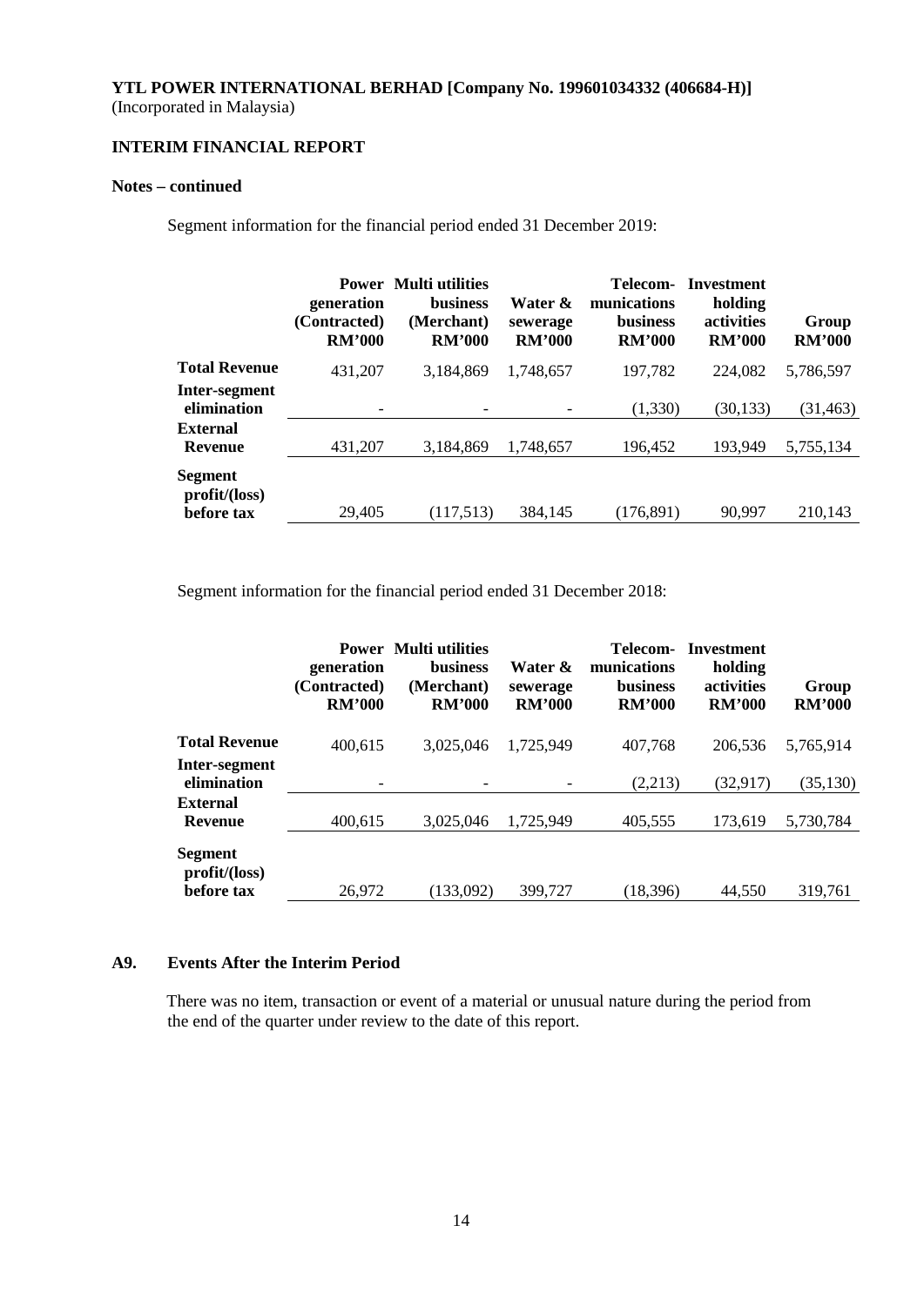**YTL POWER INTERNATIONAL BERHAD [Company No. 199601034332 (406684-H)]**
(Incorporated in Malaysia)

**INTERIM FINANCIAL REPORT**

**Notes – continued**

Segment information for the financial period ended 31 December 2019:

| | Power generation (Contracted) RM'000 | Multi utilities business (Merchant) RM'000 | Water & sewerage RM'000 | Telecom-munications business RM'000 | Investment holding activities RM'000 | Group RM'000 |
|---|---|---|---|---|---|---|
| **Total Revenue** | 431,207 | 3,184,869 | 1,748,657 | 197,782 | 224,082 | 5,786,597 |
| **Inter-segment elimination** | - | - | - | (1,330) | (30,133) | (31,463) |
| **External Revenue** | 431,207 | 3,184,869 | 1,748,657 | 196,452 | 193,949 | 5,755,134 |
| **Segment profit/(loss) before tax** | 29,405 | (117,513) | 384,145 | (176,891) | 90,997 | 210,143 |

Segment information for the financial period ended 31 December 2018:

| | Power generation (Contracted) RM'000 | Multi utilities business (Merchant) RM'000 | Water & sewerage RM'000 | Telecom-munications business RM'000 | Investment holding activities RM'000 | Group RM'000 |
|---|---|---|---|---|---|---|
| **Total Revenue** | 400,615 | 3,025,046 | 1,725,949 | 407,768 | 206,536 | 5,765,914 |
| **Inter-segment elimination** | - | - | - | (2,213) | (32,917) | (35,130) |
| **External Revenue** | 400,615 | 3,025,046 | 1,725,949 | 405,555 | 173,619 | 5,730,784 |
| **Segment profit/(loss) before tax** | 26,972 | (133,092) | 399,727 | (18,396) | 44,550 | 319,761 |

## A9. Events After the Interim Period

There was no item, transaction or event of a material or unusual nature during the period from the end of the quarter under review to the date of this report.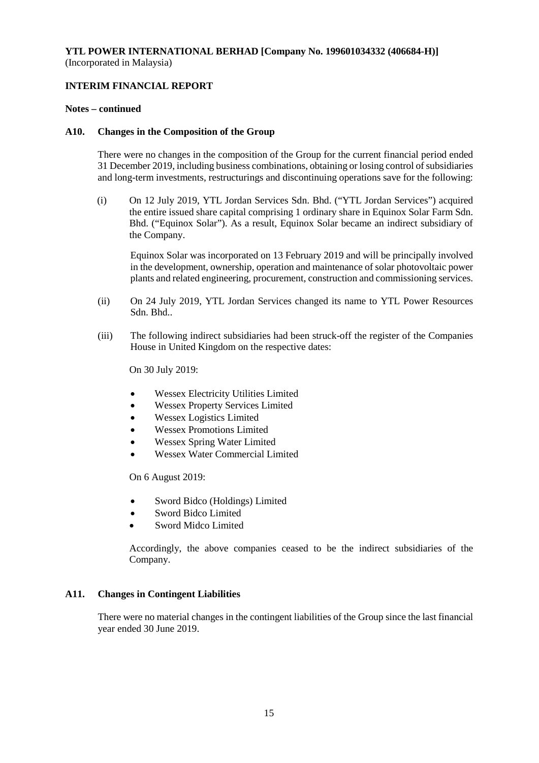**YTL POWER INTERNATIONAL BERHAD [Company No. 199601034332 (406684-H)]**
(Incorporated in Malaysia)

**INTERIM FINANCIAL REPORT**

**Notes – continued**

**A10. Changes in the Composition of the Group**

There were no changes in the composition of the Group for the current financial period ended 31 December 2019, including business combinations, obtaining or losing control of subsidiaries and long-term investments, restructurings and discontinuing operations save for the following:

(i) On 12 July 2019, YTL Jordan Services Sdn. Bhd. ("YTL Jordan Services") acquired the entire issued share capital comprising 1 ordinary share in Equinox Solar Farm Sdn. Bhd. ("Equinox Solar"). As a result, Equinox Solar became an indirect subsidiary of the Company.

Equinox Solar was incorporated on 13 February 2019 and will be principally involved in the development, ownership, operation and maintenance of solar photovoltaic power plants and related engineering, procurement, construction and commissioning services.

(ii) On 24 July 2019, YTL Jordan Services changed its name to YTL Power Resources Sdn. Bhd..

(iii) The following indirect subsidiaries had been struck-off the register of the Companies House in United Kingdom on the respective dates:

On 30 July 2019:

- Wessex Electricity Utilities Limited
- Wessex Property Services Limited
- Wessex Logistics Limited
- Wessex Promotions Limited
- Wessex Spring Water Limited
- Wessex Water Commercial Limited

On 6 August 2019:

- Sword Bidco (Holdings) Limited
- Sword Bidco Limited
- Sword Midco Limited

Accordingly, the above companies ceased to be the indirect subsidiaries of the Company.

**A11. Changes in Contingent Liabilities**

There were no material changes in the contingent liabilities of the Group since the last financial year ended 30 June 2019.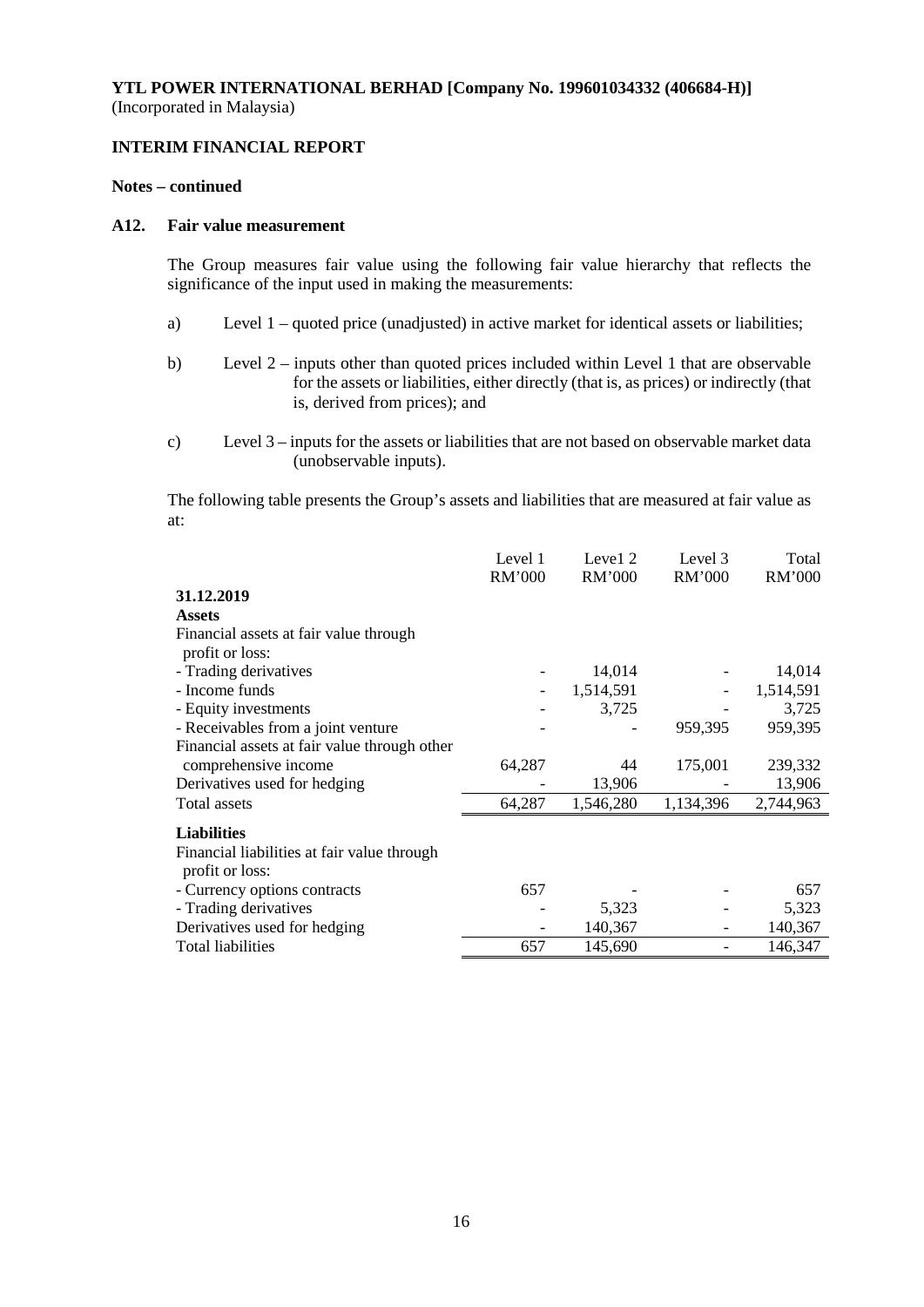**YTL POWER INTERNATIONAL BERHAD [Company No. 199601034332 (406684-H)]**
(Incorporated in Malaysia)

**INTERIM FINANCIAL REPORT**

**Notes – continued**

**A12. Fair value measurement**

The Group measures fair value using the following fair value hierarchy that reflects the significance of the input used in making the measurements:

a) Level 1 – quoted price (unadjusted) in active market for identical assets or liabilities;

b) Level 2 – inputs other than quoted prices included within Level 1 that are observable for the assets or liabilities, either directly (that is, as prices) or indirectly (that is, derived from prices); and

c) Level 3 – inputs for the assets or liabilities that are not based on observable market data (unobservable inputs).

The following table presents the Group's assets and liabilities that are measured at fair value as at:

| | Level 1 RM'000 | Level 2 RM'000 | Level 3 RM'000 | Total RM'000 |
|---|---|---|---|---|
| **31.12.2019** | | | | |
| **Assets** | | | | |
| Financial assets at fair value through profit or loss: | | | | |
| - Trading derivatives | - | 14,014 | - | 14,014 |
| - Income funds | - | 1,514,591 | - | 1,514,591 |
| - Equity investments | - | 3,725 | - | 3,725 |
| - Receivables from a joint venture | - | - | 959,395 | 959,395 |
| Financial assets at fair value through other comprehensive income | 64,287 | 44 | 175,001 | 239,332 |
| Derivatives used for hedging | - | 13,906 | - | 13,906 |
| Total assets | 64,287 | 1,546,280 | 1,134,396 | 2,744,963 |
| **Liabilities** | | | | |
| Financial liabilities at fair value through profit or loss: | | | | |
| - Currency options contracts | 657 | - | - | 657 |
| - Trading derivatives | - | 5,323 | - | 5,323 |
| Derivatives used for hedging | - | 140,367 | - | 140,367 |
| Total liabilities | 657 | 145,690 | - | 146,347 |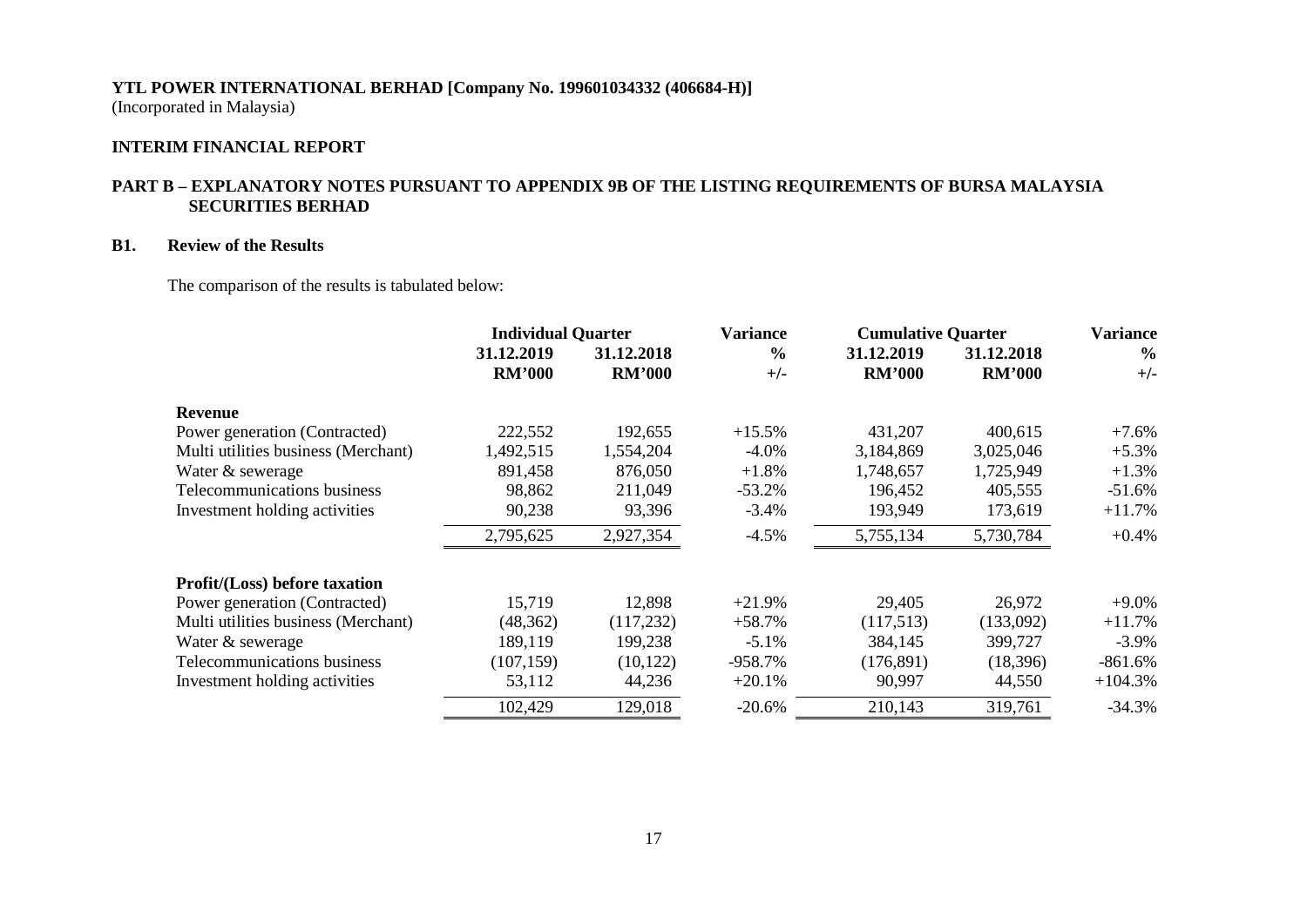**YTL POWER INTERNATIONAL BERHAD [Company No. 199601034332 (406684-H)]**
(Incorporated in Malaysia)

**INTERIM FINANCIAL REPORT**

## PART B – EXPLANATORY NOTES PURSUANT TO APPENDIX 9B OF THE LISTING REQUIREMENTS OF BURSA MALAYSIA SECURITIES BERHAD

### B1. Review of the Results

The comparison of the results is tabulated below:

| | Individual Quarter | | Variance | Cumulative Quarter | | Variance |
|---|---|---|---|---|---|---|
| | 31.12.2019 | 31.12.2018 | % | 31.12.2019 | 31.12.2018 | % |
| | RM'000 | RM'000 | +/- | RM'000 | RM'000 | +/- |
| **Revenue** | | | | | | |
| Power generation (Contracted) | 222,552 | 192,655 | +15.5% | 431,207 | 400,615 | +7.6% |
| Multi utilities business (Merchant) | 1,492,515 | 1,554,204 | -4.0% | 3,184,869 | 3,025,046 | +5.3% |
| Water & sewerage | 891,458 | 876,050 | +1.8% | 1,748,657 | 1,725,949 | +1.3% |
| Telecommunications business | 98,862 | 211,049 | -53.2% | 196,452 | 405,555 | -51.6% |
| Investment holding activities | 90,238 | 93,396 | -3.4% | 193,949 | 173,619 | +11.7% |
| | 2,795,625 | 2,927,354 | -4.5% | 5,755,134 | 5,730,784 | +0.4% |
| **Profit/(Loss) before taxation** | | | | | | |
| Power generation (Contracted) | 15,719 | 12,898 | +21.9% | 29,405 | 26,972 | +9.0% |
| Multi utilities business (Merchant) | (48,362) | (117,232) | +58.7% | (117,513) | (133,092) | +11.7% |
| Water & sewerage | 189,119 | 199,238 | -5.1% | 384,145 | 399,727 | -3.9% |
| Telecommunications business | (107,159) | (10,122) | -958.7% | (176,891) | (18,396) | -861.6% |
| Investment holding activities | 53,112 | 44,236 | +20.1% | 90,997 | 44,550 | +104.3% |
| | 102,429 | 129,018 | -20.6% | 210,143 | 319,761 | -34.3% |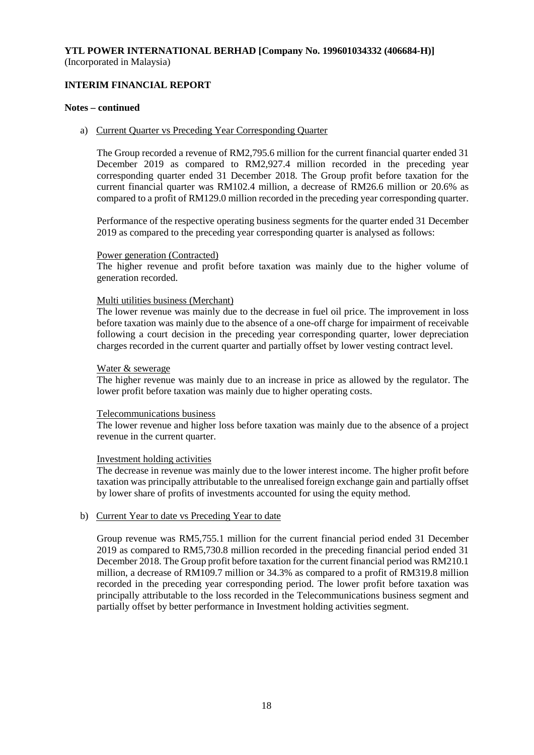**YTL POWER INTERNATIONAL BERHAD [Company No. 199601034332 (406684-H)]**
(Incorporated in Malaysia)

**INTERIM FINANCIAL REPORT**

**Notes – continued**

a) Current Quarter vs Preceding Year Corresponding Quarter

The Group recorded a revenue of RM2,795.6 million for the current financial quarter ended 31 December 2019 as compared to RM2,927.4 million recorded in the preceding year corresponding quarter ended 31 December 2018. The Group profit before taxation for the current financial quarter was RM102.4 million, a decrease of RM26.6 million or 20.6% as compared to a profit of RM129.0 million recorded in the preceding year corresponding quarter.

Performance of the respective operating business segments for the quarter ended 31 December 2019 as compared to the preceding year corresponding quarter is analysed as follows:

Power generation (Contracted)
The higher revenue and profit before taxation was mainly due to the higher volume of generation recorded.

Multi utilities business (Merchant)
The lower revenue was mainly due to the decrease in fuel oil price. The improvement in loss before taxation was mainly due to the absence of a one-off charge for impairment of receivable following a court decision in the preceding year corresponding quarter, lower depreciation charges recorded in the current quarter and partially offset by lower vesting contract level.

Water & sewerage
The higher revenue was mainly due to an increase in price as allowed by the regulator. The lower profit before taxation was mainly due to higher operating costs.

Telecommunications business
The lower revenue and higher loss before taxation was mainly due to the absence of a project revenue in the current quarter.

Investment holding activities
The decrease in revenue was mainly due to the lower interest income. The higher profit before taxation was principally attributable to the unrealised foreign exchange gain and partially offset by lower share of profits of investments accounted for using the equity method.

b) Current Year to date vs Preceding Year to date

Group revenue was RM5,755.1 million for the current financial period ended 31 December 2019 as compared to RM5,730.8 million recorded in the preceding financial period ended 31 December 2018. The Group profit before taxation for the current financial period was RM210.1 million, a decrease of RM109.7 million or 34.3% as compared to a profit of RM319.8 million recorded in the preceding year corresponding period. The lower profit before taxation was principally attributable to the loss recorded in the Telecommunications business segment and partially offset by better performance in Investment holding activities segment.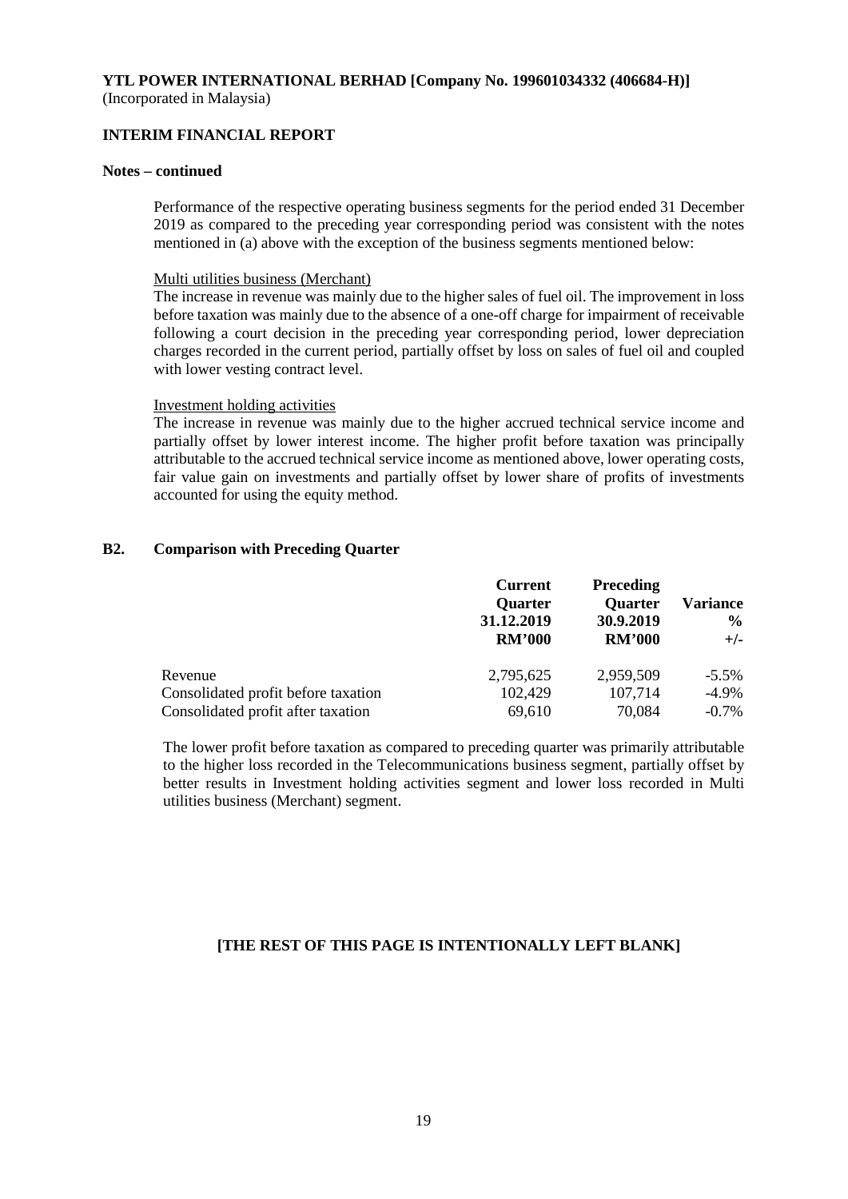**YTL POWER INTERNATIONAL BERHAD [Company No. 199601034332 (406684-H)]**
(Incorporated in Malaysia)

**INTERIM FINANCIAL REPORT**

**Notes – continued**

Performance of the respective operating business segments for the period ended 31 December 2019 as compared to the preceding year corresponding period was consistent with the notes mentioned in (a) above with the exception of the business segments mentioned below:

Multi utilities business (Merchant)
The increase in revenue was mainly due to the higher sales of fuel oil. The improvement in loss before taxation was mainly due to the absence of a one-off charge for impairment of receivable following a court decision in the preceding year corresponding period, lower depreciation charges recorded in the current period, partially offset by loss on sales of fuel oil and coupled with lower vesting contract level.

Investment holding activities
The increase in revenue was mainly due to the higher accrued technical service income and partially offset by lower interest income. The higher profit before taxation was principally attributable to the accrued technical service income as mentioned above, lower operating costs, fair value gain on investments and partially offset by lower share of profits of investments accounted for using the equity method.

**B2. Comparison with Preceding Quarter**

| | **Current Quarter 31.12.2019 RM'000** | **Preceding Quarter 30.9.2019 RM'000** | **Variance % +/-** |
|---|---|---|---|
| Revenue | 2,795,625 | 2,959,509 | -5.5% |
| Consolidated profit before taxation | 102,429 | 107,714 | -4.9% |
| Consolidated profit after taxation | 69,610 | 70,084 | -0.7% |

The lower profit before taxation as compared to preceding quarter was primarily attributable to the higher loss recorded in the Telecommunications business segment, partially offset by better results in Investment holding activities segment and lower loss recorded in Multi utilities business (Merchant) segment.

**[THE REST OF THIS PAGE IS INTENTIONALLY LEFT BLANK]**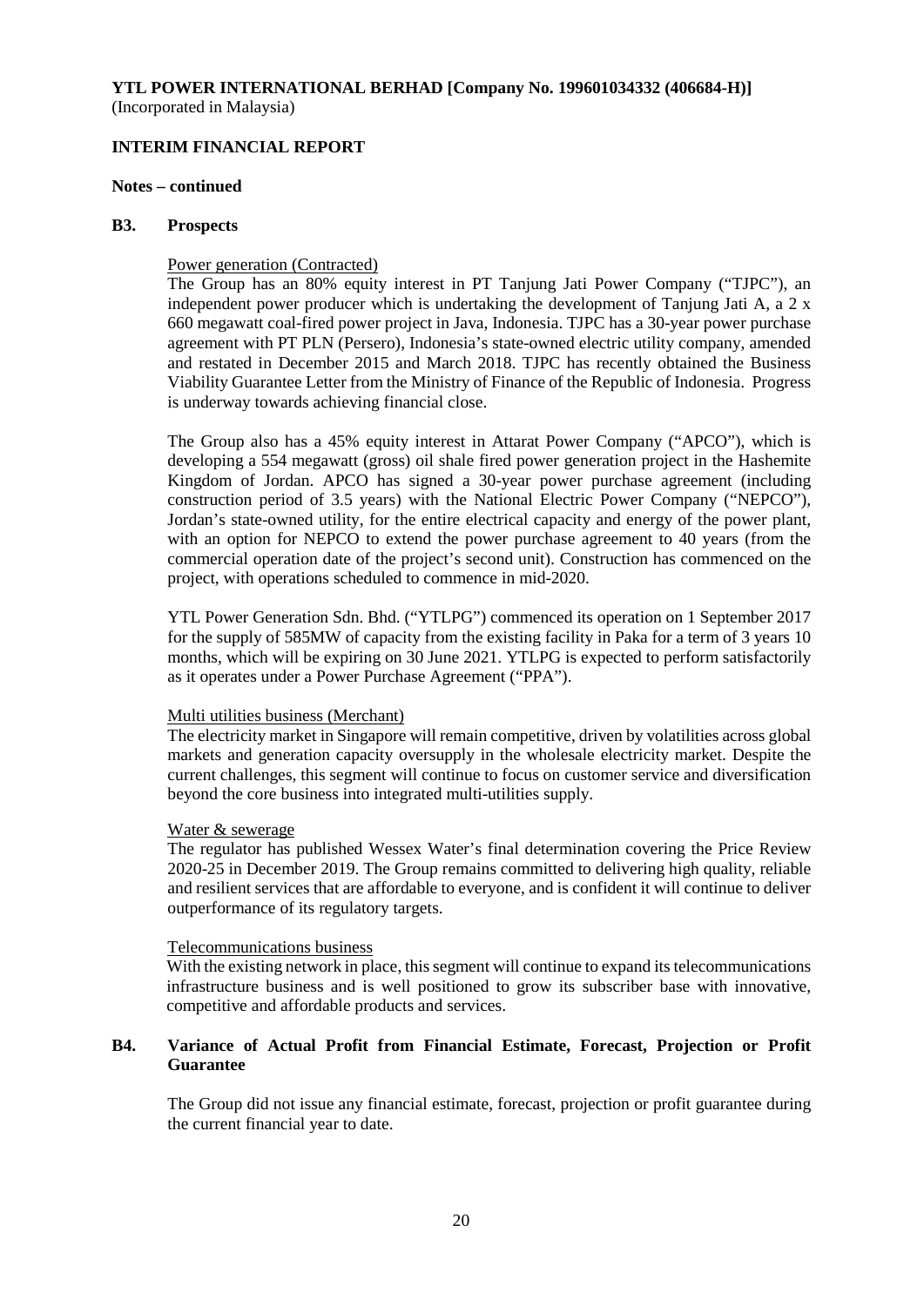**YTL POWER INTERNATIONAL BERHAD [Company No. 199601034332 (406684-H)]**
(Incorporated in Malaysia)

**INTERIM FINANCIAL REPORT**

**Notes – continued**

**B3. Prospects**

Power generation (Contracted)

The Group has an 80% equity interest in PT Tanjung Jati Power Company ("TJPC"), an independent power producer which is undertaking the development of Tanjung Jati A, a 2 x 660 megawatt coal-fired power project in Java, Indonesia. TJPC has a 30-year power purchase agreement with PT PLN (Persero), Indonesia's state-owned electric utility company, amended and restated in December 2015 and March 2018. TJPC has recently obtained the Business Viability Guarantee Letter from the Ministry of Finance of the Republic of Indonesia. Progress is underway towards achieving financial close.

The Group also has a 45% equity interest in Attarat Power Company ("APCO"), which is developing a 554 megawatt (gross) oil shale fired power generation project in the Hashemite Kingdom of Jordan. APCO has signed a 30-year power purchase agreement (including construction period of 3.5 years) with the National Electric Power Company ("NEPCO"), Jordan's state-owned utility, for the entire electrical capacity and energy of the power plant, with an option for NEPCO to extend the power purchase agreement to 40 years (from the commercial operation date of the project's second unit). Construction has commenced on the project, with operations scheduled to commence in mid-2020.

YTL Power Generation Sdn. Bhd. ("YTLPG") commenced its operation on 1 September 2017 for the supply of 585MW of capacity from the existing facility in Paka for a term of 3 years 10 months, which will be expiring on 30 June 2021. YTLPG is expected to perform satisfactorily as it operates under a Power Purchase Agreement ("PPA").

Multi utilities business (Merchant)

The electricity market in Singapore will remain competitive, driven by volatilities across global markets and generation capacity oversupply in the wholesale electricity market. Despite the current challenges, this segment will continue to focus on customer service and diversification beyond the core business into integrated multi-utilities supply.

Water & sewerage

The regulator has published Wessex Water's final determination covering the Price Review 2020-25 in December 2019. The Group remains committed to delivering high quality, reliable and resilient services that are affordable to everyone, and is confident it will continue to deliver outperformance of its regulatory targets.

Telecommunications business

With the existing network in place, this segment will continue to expand its telecommunications infrastructure business and is well positioned to grow its subscriber base with innovative, competitive and affordable products and services.

**B4. Variance of Actual Profit from Financial Estimate, Forecast, Projection or Profit Guarantee**

The Group did not issue any financial estimate, forecast, projection or profit guarantee during the current financial year to date.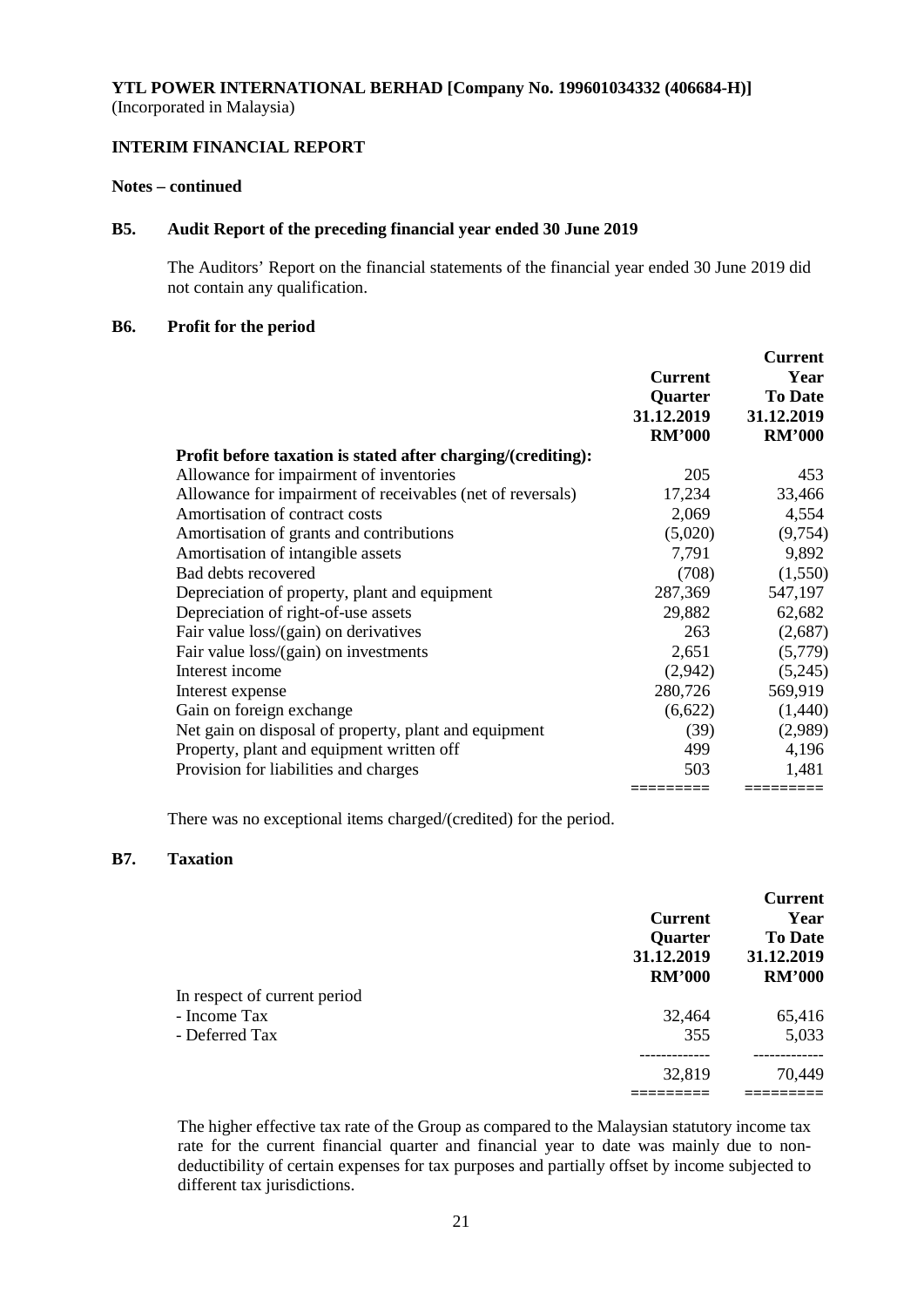**YTL POWER INTERNATIONAL BERHAD [Company No. 199601034332 (406684-H)]**
(Incorporated in Malaysia)

**INTERIM FINANCIAL REPORT**

**Notes – continued**

### B5. Audit Report of the preceding financial year ended 30 June 2019

The Auditors' Report on the financial statements of the financial year ended 30 June 2019 did not contain any qualification.

### B6. Profit for the period

| | Current Quarter 31.12.2019 RM'000 | Current Year To Date 31.12.2019 RM'000 |
|---|---|---|
| **Profit before taxation is stated after charging/(crediting):** | | |
| Allowance for impairment of inventories | 205 | 453 |
| Allowance for impairment of receivables (net of reversals) | 17,234 | 33,466 |
| Amortisation of contract costs | 2,069 | 4,554 |
| Amortisation of grants and contributions | (5,020) | (9,754) |
| Amortisation of intangible assets | 7,791 | 9,892 |
| Bad debts recovered | (708) | (1,550) |
| Depreciation of property, plant and equipment | 287,369 | 547,197 |
| Depreciation of right-of-use assets | 29,882 | 62,682 |
| Fair value loss/(gain) on derivatives | 263 | (2,687) |
| Fair value loss/(gain) on investments | 2,651 | (5,779) |
| Interest income | (2,942) | (5,245) |
| Interest expense | 280,726 | 569,919 |
| Gain on foreign exchange | (6,622) | (1,440) |
| Net gain on disposal of property, plant and equipment | (39) | (2,989) |
| Property, plant and equipment written off | 499 | 4,196 |
| Provision for liabilities and charges | 503 | 1,481 |

There was no exceptional items charged/(credited) for the period.

### B7. Taxation

| | Current Quarter 31.12.2019 RM'000 | Current Year To Date 31.12.2019 RM'000 |
|---|---|---|
| In respect of current period | | |
| - Income Tax | 32,464 | 65,416 |
| - Deferred Tax | 355 | 5,033 |
| | 32,819 | 70,449 |

The higher effective tax rate of the Group as compared to the Malaysian statutory income tax rate for the current financial quarter and financial year to date was mainly due to non-deductibility of certain expenses for tax purposes and partially offset by income subjected to different tax jurisdictions.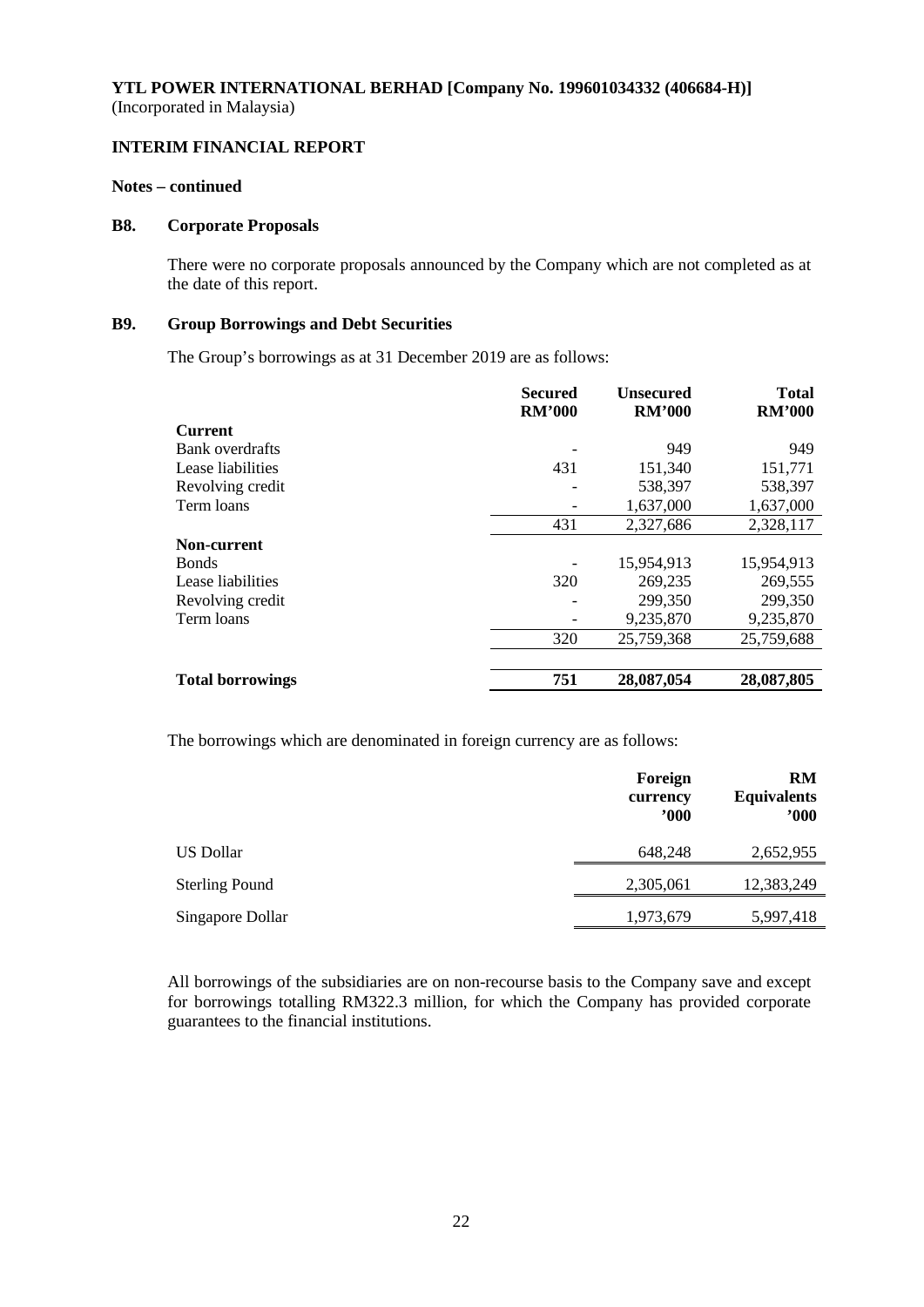**YTL POWER INTERNATIONAL BERHAD [Company No. 199601034332 (406684-H)]**
(Incorporated in Malaysia)

**INTERIM FINANCIAL REPORT**

**Notes – continued**

### B8. Corporate Proposals

There were no corporate proposals announced by the Company which are not completed as at the date of this report.

### B9. Group Borrowings and Debt Securities

The Group's borrowings as at 31 December 2019 are as follows:

| | Secured RM'000 | Unsecured RM'000 | Total RM'000 |
|---|---|---|---|
| **Current** | | | |
| Bank overdrafts | - | 949 | 949 |
| Lease liabilities | 431 | 151,340 | 151,771 |
| Revolving credit | - | 538,397 | 538,397 |
| Term loans | - | 1,637,000 | 1,637,000 |
| | 431 | 2,327,686 | 2,328,117 |
| **Non-current** | | | |
| Bonds | - | 15,954,913 | 15,954,913 |
| Lease liabilities | 320 | 269,235 | 269,555 |
| Revolving credit | - | 299,350 | 299,350 |
| Term loans | - | 9,235,870 | 9,235,870 |
| | 320 | 25,759,368 | 25,759,688 |
| **Total borrowings** | **751** | **28,087,054** | **28,087,805** |

The borrowings which are denominated in foreign currency are as follows:

| | Foreign currency '000 | RM Equivalents '000 |
|---|---|---|
| US Dollar | 648,248 | 2,652,955 |
| Sterling Pound | 2,305,061 | 12,383,249 |
| Singapore Dollar | 1,973,679 | 5,997,418 |

All borrowings of the subsidiaries are on non-recourse basis to the Company save and except for borrowings totalling RM322.3 million, for which the Company has provided corporate guarantees to the financial institutions.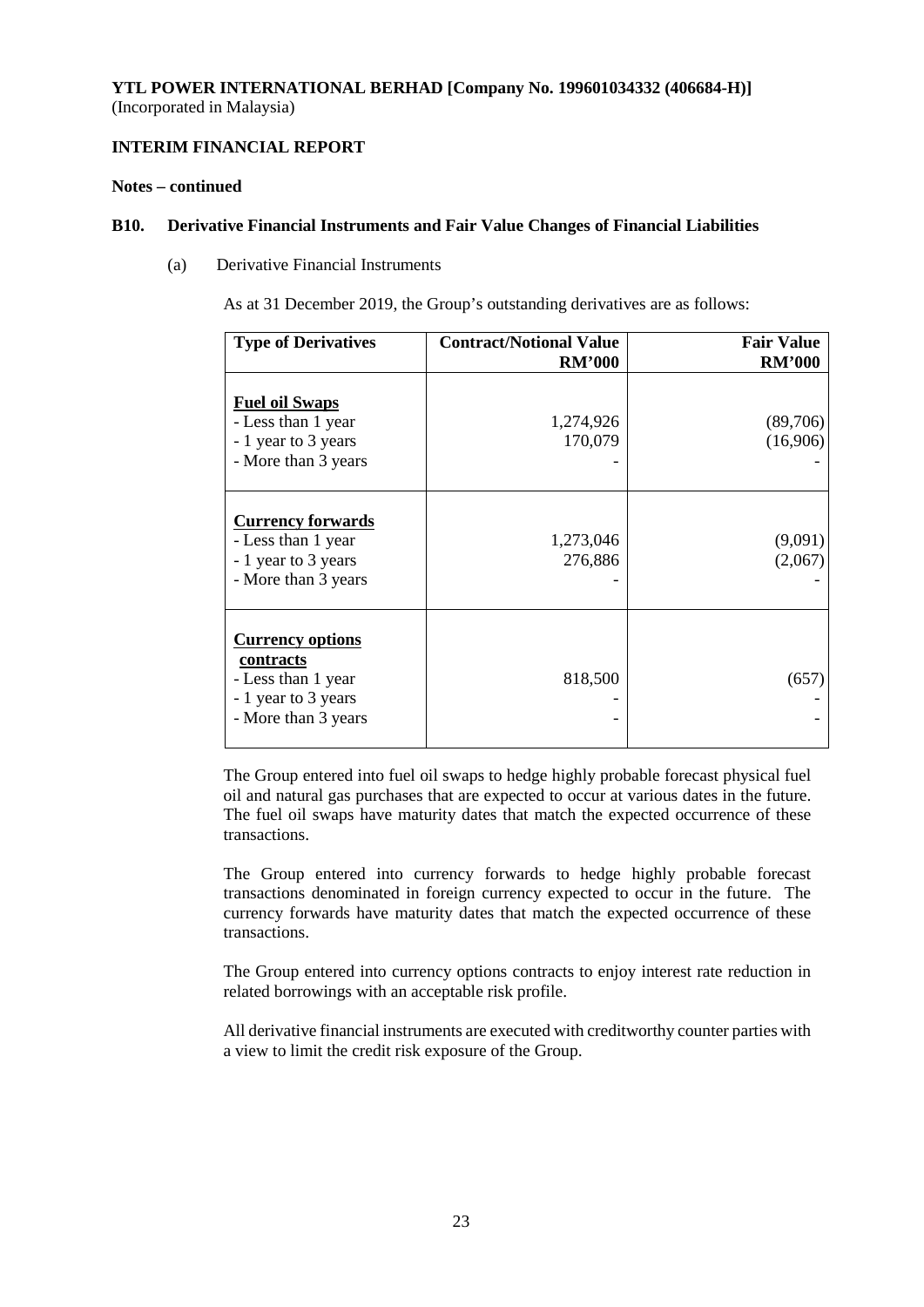**YTL POWER INTERNATIONAL BERHAD [Company No. 199601034332 (406684-H)]**
(Incorporated in Malaysia)

**INTERIM FINANCIAL REPORT**

**Notes – continued**

**B10. Derivative Financial Instruments and Fair Value Changes of Financial Liabilities**

(a) Derivative Financial Instruments

As at 31 December 2019, the Group's outstanding derivatives are as follows:

| Type of Derivatives | Contract/Notional Value RM'000 | Fair Value RM'000 |
|---|---|---|
| **Fuel oil Swaps** | | |
| - Less than 1 year | 1,274,926 | (89,706) |
| - 1 year to 3 years | 170,079 | (16,906) |
| - More than 3 years | - | - |
| **Currency forwards** | | |
| - Less than 1 year | 1,273,046 | (9,091) |
| - 1 year to 3 years | 276,886 | (2,067) |
| - More than 3 years | - | - |
| **Currency options contracts** | | |
| - Less than 1 year | 818,500 | (657) |
| - 1 year to 3 years | - | - |
| - More than 3 years | - | - |

The Group entered into fuel oil swaps to hedge highly probable forecast physical fuel oil and natural gas purchases that are expected to occur at various dates in the future. The fuel oil swaps have maturity dates that match the expected occurrence of these transactions.

The Group entered into currency forwards to hedge highly probable forecast transactions denominated in foreign currency expected to occur in the future. The currency forwards have maturity dates that match the expected occurrence of these transactions.

The Group entered into currency options contracts to enjoy interest rate reduction in related borrowings with an acceptable risk profile.

All derivative financial instruments are executed with creditworthy counter parties with a view to limit the credit risk exposure of the Group.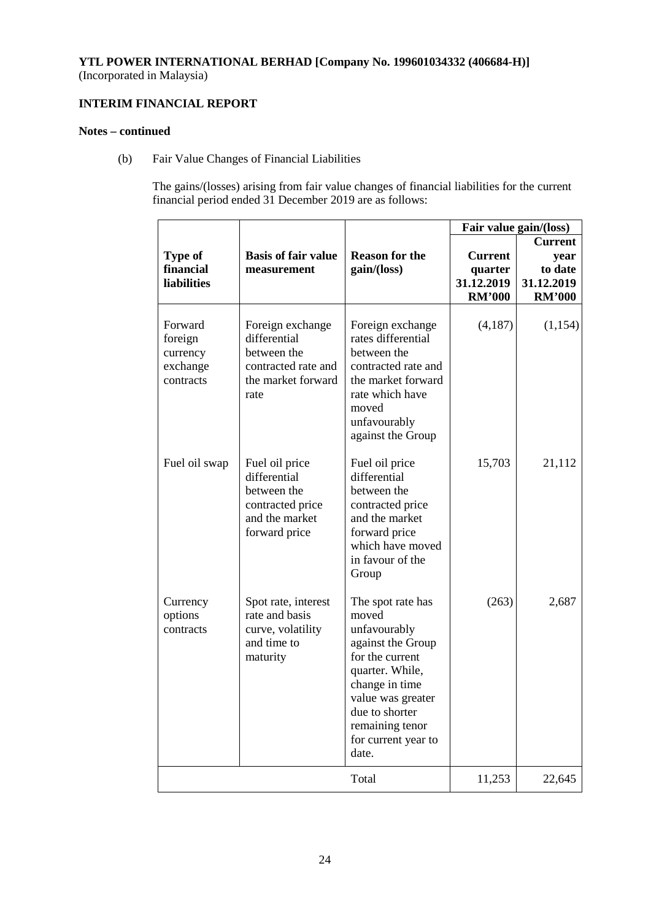**YTL POWER INTERNATIONAL BERHAD [Company No. 199601034332 (406684-H)]**
(Incorporated in Malaysia)

**INTERIM FINANCIAL REPORT**

**Notes – continued**

(b) Fair Value Changes of Financial Liabilities

The gains/(losses) arising from fair value changes of financial liabilities for the current financial period ended 31 December 2019 are as follows:

| | | | Fair value gain/(loss) | |
|---|---|---|---|---|
| **Type of financial liabilities** | **Basis of fair value measurement** | **Reason for the gain/(loss)** | **Current quarter 31.12.2019 RM'000** | **Current year to date 31.12.2019 RM'000** |
| Forward foreign currency exchange contracts | Foreign exchange differential between the contracted rate and the market forward rate | Foreign exchange rates differential between the contracted rate and the market forward rate which have moved unfavourably against the Group | (4,187) | (1,154) |
| Fuel oil swap | Fuel oil price differential between the contracted price and the market forward price | Fuel oil price differential between the contracted price and the market forward price which have moved in favour of the Group | 15,703 | 21,112 |
| Currency options contracts | Spot rate, interest rate and basis curve, volatility and time to maturity | The spot rate has moved unfavourably against the Group for the current quarter. While, change in time value was greater due to shorter remaining tenor for current year to date. | (263) | 2,687 |
| | | Total | 11,253 | 22,645 |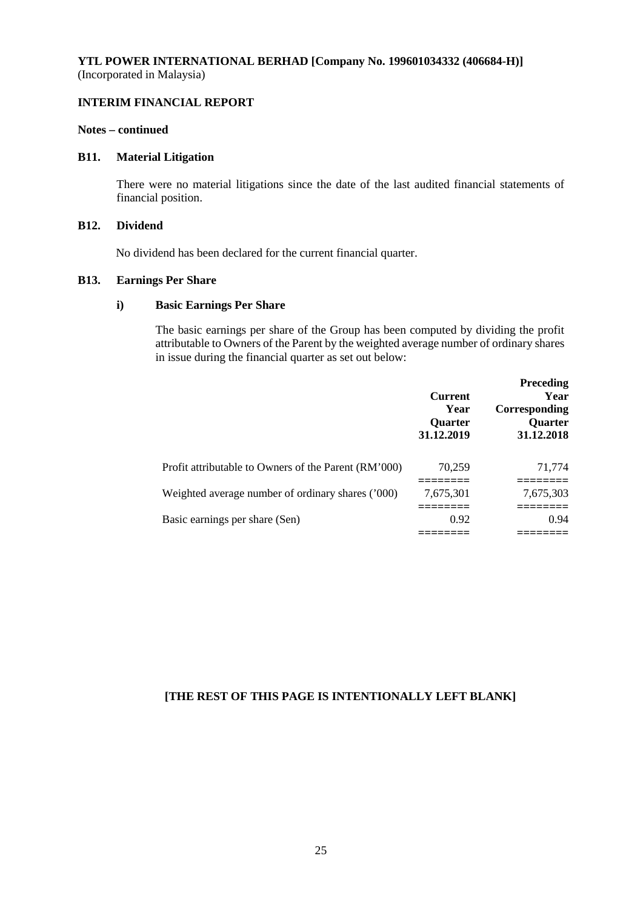**YTL POWER INTERNATIONAL BERHAD [Company No. 199601034332 (406684-H)]**
(Incorporated in Malaysia)

**INTERIM FINANCIAL REPORT**

**Notes – continued**

## B11. Material Litigation

There were no material litigations since the date of the last audited financial statements of financial position.

## B12. Dividend

No dividend has been declared for the current financial quarter.

## B13. Earnings Per Share

### i) Basic Earnings Per Share

The basic earnings per share of the Group has been computed by dividing the profit attributable to Owners of the Parent by the weighted average number of ordinary shares in issue during the financial quarter as set out below:

| | Current Year Quarter 31.12.2019 | Preceding Year Corresponding Quarter 31.12.2018 |
|---|---|---|
| Profit attributable to Owners of the Parent (RM'000) | 70,259 | 71,774 |
| Weighted average number of ordinary shares ('000) | 7,675,301 | 7,675,303 |
| Basic earnings per share (Sen) | 0.92 | 0.94 |

**[THE REST OF THIS PAGE IS INTENTIONALLY LEFT BLANK]**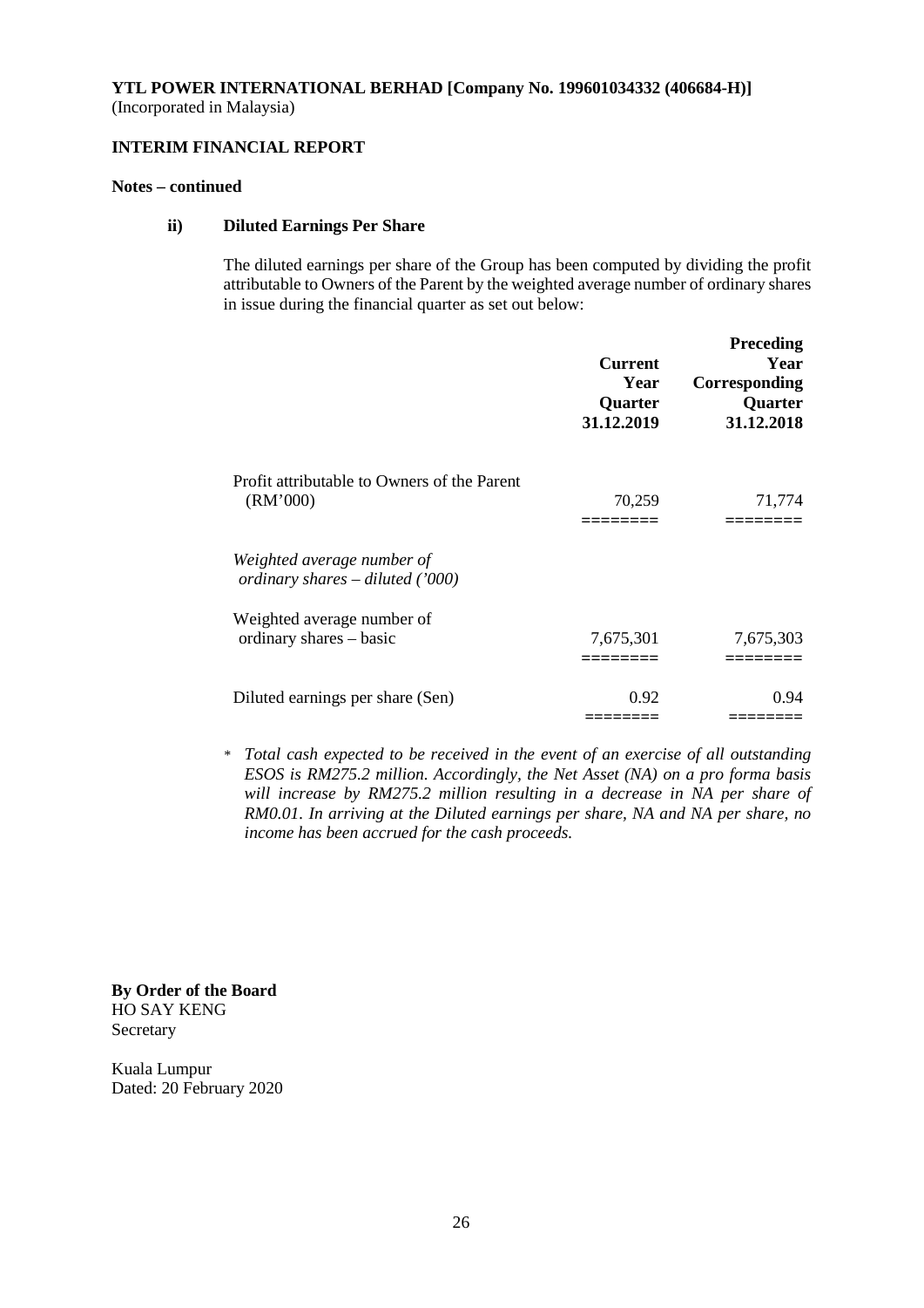**YTL POWER INTERNATIONAL BERHAD [Company No. 199601034332 (406684-H)]**
(Incorporated in Malaysia)

**INTERIM FINANCIAL REPORT**

**Notes – continued**

**ii) Diluted Earnings Per Share**

The diluted earnings per share of the Group has been computed by dividing the profit attributable to Owners of the Parent by the weighted average number of ordinary shares in issue during the financial quarter as set out below:

| | Current Year Quarter 31.12.2019 | Preceding Year Corresponding Quarter 31.12.2018 |
|---|---|---|
| Profit attributable to Owners of the Parent (RM'000) | 70,259 | 71,774 |
| *Weighted average number of ordinary shares – diluted ('000)* | | |
| Weighted average number of ordinary shares – basic | 7,675,301 | 7,675,303 |
| Diluted earnings per share (Sen) | 0.92 | 0.94 |

\* *Total cash expected to be received in the event of an exercise of all outstanding ESOS is RM275.2 million. Accordingly, the Net Asset (NA) on a pro forma basis will increase by RM275.2 million resulting in a decrease in NA per share of RM0.01. In arriving at the Diluted earnings per share, NA and NA per share, no income has been accrued for the cash proceeds.*

**By Order of the Board**
HO SAY KENG
Secretary

Kuala Lumpur
Dated: 20 February 2020